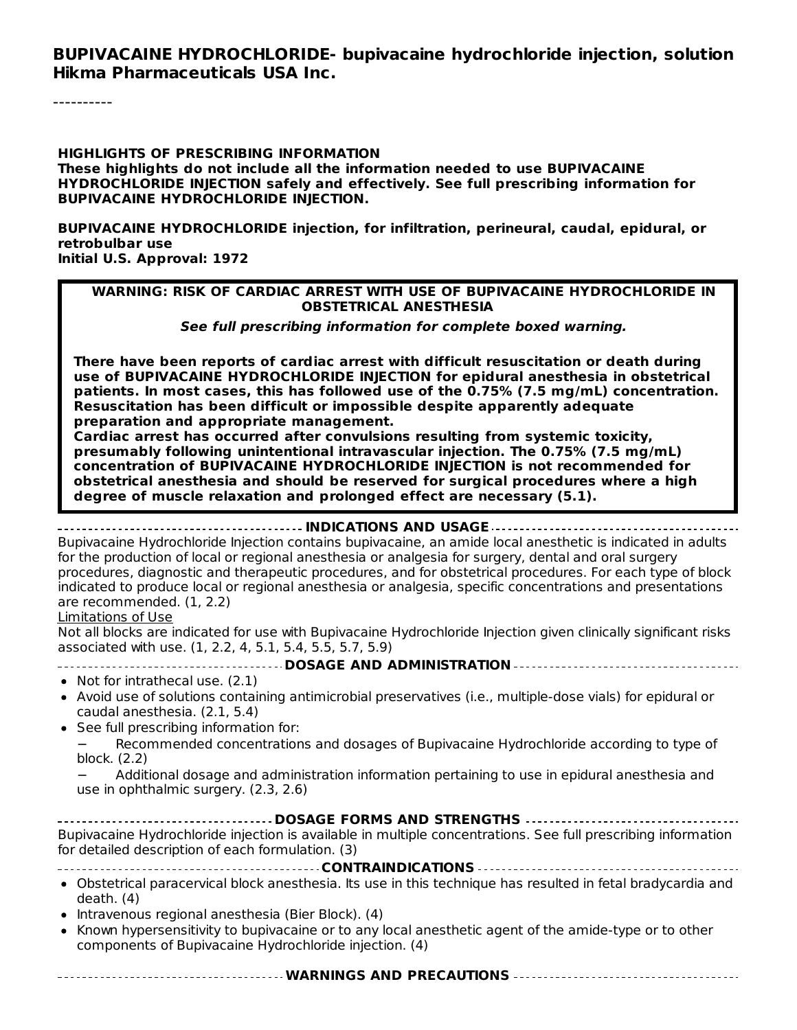**BUPIVACAINE HYDROCHLORIDE- bupivacaine hydrochloride injection, solution**
**Hikma Pharmaceuticals USA Inc.**

----------

**HIGHLIGHTS OF PRESCRIBING INFORMATION**
**These highlights do not include all the information needed to use BUPIVACAINE HYDROCHLORIDE INJECTION safely and effectively. See full prescribing information for BUPIVACAINE HYDROCHLORIDE INJECTION.**

**BUPIVACAINE HYDROCHLORIDE injection, for infiltration, perineural, caudal, epidural, or retrobulbar use**
**Initial U.S. Approval: 1972**

> **WARNING: RISK OF CARDIAC ARREST WITH USE OF BUPIVACAINE HYDROCHLORIDE IN OBSTETRICAL ANESTHESIA**
>
> ***See full prescribing information for complete boxed warning.***
>
> **There have been reports of cardiac arrest with difficult resuscitation or death during use of BUPIVACAINE HYDROCHLORIDE INJECTION for epidural anesthesia in obstetrical patients. In most cases, this has followed use of the 0.75% (7.5 mg/mL) concentration. Resuscitation has been difficult or impossible despite apparently adequate preparation and appropriate management.**
> **Cardiac arrest has occurred after convulsions resulting from systemic toxicity, presumably following unintentional intravascular injection. The 0.75% (7.5 mg/mL) concentration of BUPIVACAINE HYDROCHLORIDE INJECTION is not recommended for obstetrical anesthesia and should be reserved for surgical procedures where a high degree of muscle relaxation and prolonged effect are necessary (5.1).**

**INDICATIONS AND USAGE**

Bupivacaine Hydrochloride Injection contains bupivacaine, an amide local anesthetic is indicated in adults for the production of local or regional anesthesia or analgesia for surgery, dental and oral surgery procedures, diagnostic and therapeutic procedures, and for obstetrical procedures. For each type of block indicated to produce local or regional anesthesia or analgesia, specific concentrations and presentations are recommended. (1, 2.2)

Limitations of Use

Not all blocks are indicated for use with Bupivacaine Hydrochloride Injection given clinically significant risks associated with use. (1, 2.2, 4, 5.1, 5.4, 5.5, 5.7, 5.9)

**DOSAGE AND ADMINISTRATION**

- Not for intrathecal use. (2.1)
- Avoid use of solutions containing antimicrobial preservatives (i.e., multiple-dose vials) for epidural or caudal anesthesia. (2.1, 5.4)
- See full prescribing information for:
  - Recommended concentrations and dosages of Bupivacaine Hydrochloride according to type of block. (2.2)
  - Additional dosage and administration information pertaining to use in epidural anesthesia and use in ophthalmic surgery. (2.3, 2.6)

**DOSAGE FORMS AND STRENGTHS**

Bupivacaine Hydrochloride injection is available in multiple concentrations. See full prescribing information for detailed description of each formulation. (3)

**CONTRAINDICATIONS**

- Obstetrical paracervical block anesthesia. Its use in this technique has resulted in fetal bradycardia and death. (4)
- Intravenous regional anesthesia (Bier Block). (4)
- Known hypersensitivity to bupivacaine or to any local anesthetic agent of the amide-type or to other components of Bupivacaine Hydrochloride injection. (4)

**WARNINGS AND PRECAUTIONS**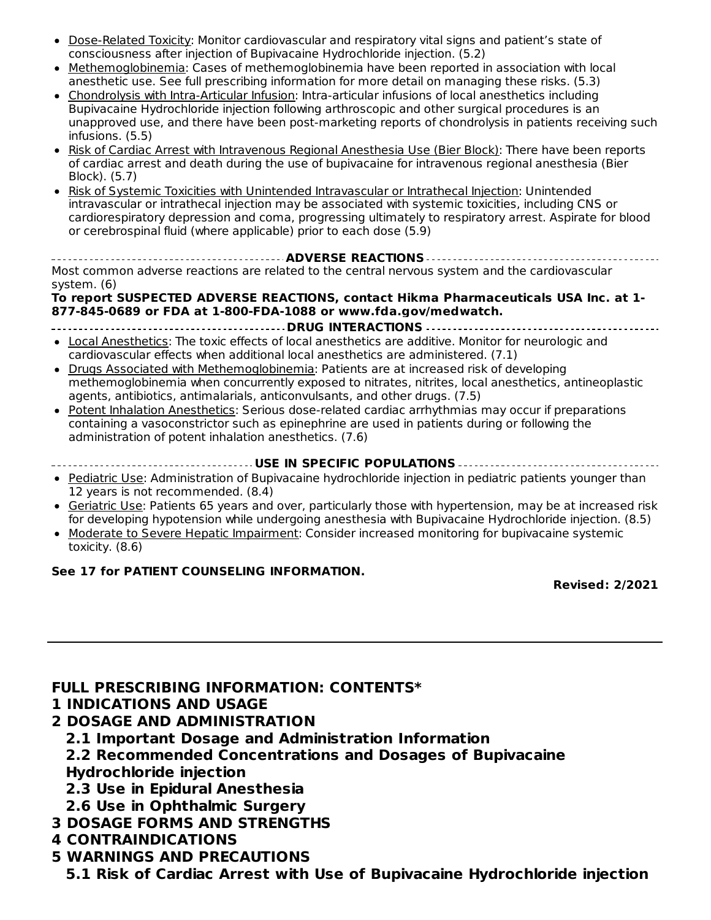- Dose-Related Toxicity: Monitor cardiovascular and respiratory vital signs and patient's state of consciousness after injection of Bupivacaine Hydrochloride injection. (5.2)
- Methemoglobinemia: Cases of methemoglobinemia have been reported in association with local anesthetic use. See full prescribing information for more detail on managing these risks. (5.3)
- Chondrolysis with Intra-Articular Infusion: Intra-articular infusions of local anesthetics including Bupivacaine Hydrochloride injection following arthroscopic and other surgical procedures is an unapproved use, and there have been post-marketing reports of chondrolysis in patients receiving such infusions. (5.5)
- Risk of Cardiac Arrest with Intravenous Regional Anesthesia Use (Bier Block): There have been reports of cardiac arrest and death during the use of bupivacaine for intravenous regional anesthesia (Bier Block). (5.7)
- Risk of Systemic Toxicities with Unintended Intravascular or Intrathecal Injection: Unintended intravascular or intrathecal injection may be associated with systemic toxicities, including CNS or cardiorespiratory depression and coma, progressing ultimately to respiratory arrest. Aspirate for blood or cerebrospinal fluid (where applicable) prior to each dose (5.9)

**ADVERSE REACTIONS**

Most common adverse reactions are related to the central nervous system and the cardiovascular system. (6)

**To report SUSPECTED ADVERSE REACTIONS, contact Hikma Pharmaceuticals USA Inc. at 1-877-845-0689 or FDA at 1-800-FDA-1088 or www.fda.gov/medwatch.**

**DRUG INTERACTIONS**

- Local Anesthetics: The toxic effects of local anesthetics are additive. Monitor for neurologic and cardiovascular effects when additional local anesthetics are administered. (7.1)
- Drugs Associated with Methemoglobinemia: Patients are at increased risk of developing methemoglobinemia when concurrently exposed to nitrates, nitrites, local anesthetics, antineoplastic agents, antibiotics, antimalarials, anticonvulsants, and other drugs. (7.5)
- Potent Inhalation Anesthetics: Serious dose-related cardiac arrhythmias may occur if preparations containing a vasoconstrictor such as epinephrine are used in patients during or following the administration of potent inhalation anesthetics. (7.6)

**USE IN SPECIFIC POPULATIONS**

- Pediatric Use: Administration of Bupivacaine hydrochloride injection in pediatric patients younger than 12 years is not recommended. (8.4)
- Geriatric Use: Patients 65 years and over, particularly those with hypertension, may be at increased risk for developing hypotension while undergoing anesthesia with Bupivacaine Hydrochloride injection. (8.5)
- Moderate to Severe Hepatic Impairment: Consider increased monitoring for bupivacaine systemic toxicity. (8.6)

**See 17 for PATIENT COUNSELING INFORMATION.**

**Revised: 2/2021**

---

## FULL PRESCRIBING INFORMATION: CONTENTS*

**1 INDICATIONS AND USAGE**

**2 DOSAGE AND ADMINISTRATION**

- **2.1 Important Dosage and Administration Information**
- **2.2 Recommended Concentrations and Dosages of Bupivacaine Hydrochloride injection**
- **2.3 Use in Epidural Anesthesia**
- **2.6 Use in Ophthalmic Surgery**

**3 DOSAGE FORMS AND STRENGTHS**

**4 CONTRAINDICATIONS**

**5 WARNINGS AND PRECAUTIONS**

- **5.1 Risk of Cardiac Arrest with Use of Bupivacaine Hydrochloride injection**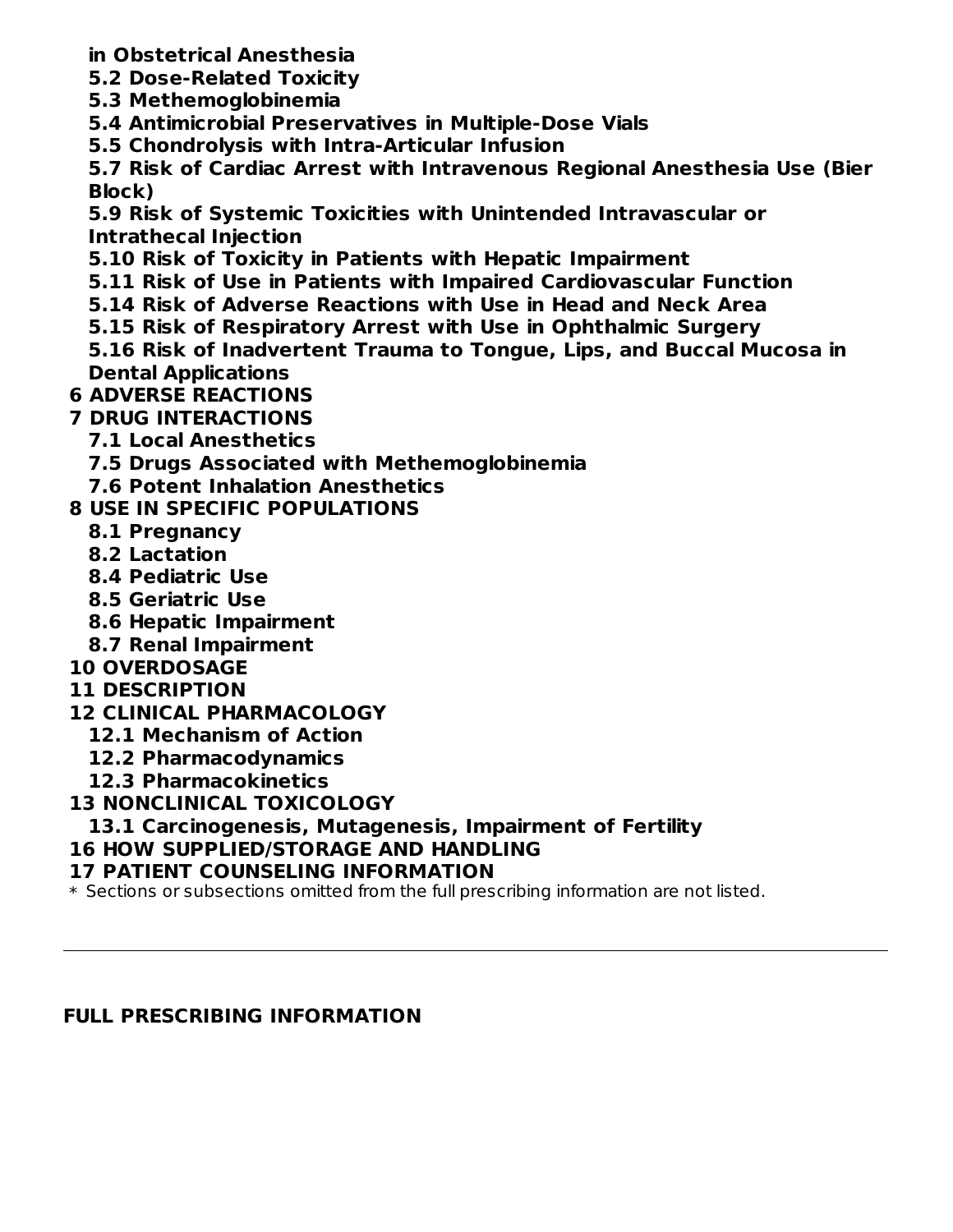**in Obstetrical Anesthesia**

**5.2 Dose-Related Toxicity**

**5.3 Methemoglobinemia**

**5.4 Antimicrobial Preservatives in Multiple-Dose Vials**

**5.5 Chondrolysis with Intra-Articular Infusion**

**5.7 Risk of Cardiac Arrest with Intravenous Regional Anesthesia Use (Bier Block)**

**5.9 Risk of Systemic Toxicities with Unintended Intravascular or Intrathecal Injection**

**5.10 Risk of Toxicity in Patients with Hepatic Impairment**

**5.11 Risk of Use in Patients with Impaired Cardiovascular Function**

**5.14 Risk of Adverse Reactions with Use in Head and Neck Area**

**5.15 Risk of Respiratory Arrest with Use in Ophthalmic Surgery**

**5.16 Risk of Inadvertent Trauma to Tongue, Lips, and Buccal Mucosa in Dental Applications**

**6 ADVERSE REACTIONS**

**7 DRUG INTERACTIONS**

**7.1 Local Anesthetics**

**7.5 Drugs Associated with Methemoglobinemia**

**7.6 Potent Inhalation Anesthetics**

**8 USE IN SPECIFIC POPULATIONS**

**8.1 Pregnancy**

**8.2 Lactation**

**8.4 Pediatric Use**

**8.5 Geriatric Use**

**8.6 Hepatic Impairment**

**8.7 Renal Impairment**

**10 OVERDOSAGE**

**11 DESCRIPTION**

**12 CLINICAL PHARMACOLOGY**

**12.1 Mechanism of Action**

**12.2 Pharmacodynamics**

**12.3 Pharmacokinetics**

**13 NONCLINICAL TOXICOLOGY**

**13.1 Carcinogenesis, Mutagenesis, Impairment of Fertility**

**16 HOW SUPPLIED/STORAGE AND HANDLING**

**17 PATIENT COUNSELING INFORMATION**

\* Sections or subsections omitted from the full prescribing information are not listed.

---

## FULL PRESCRIBING INFORMATION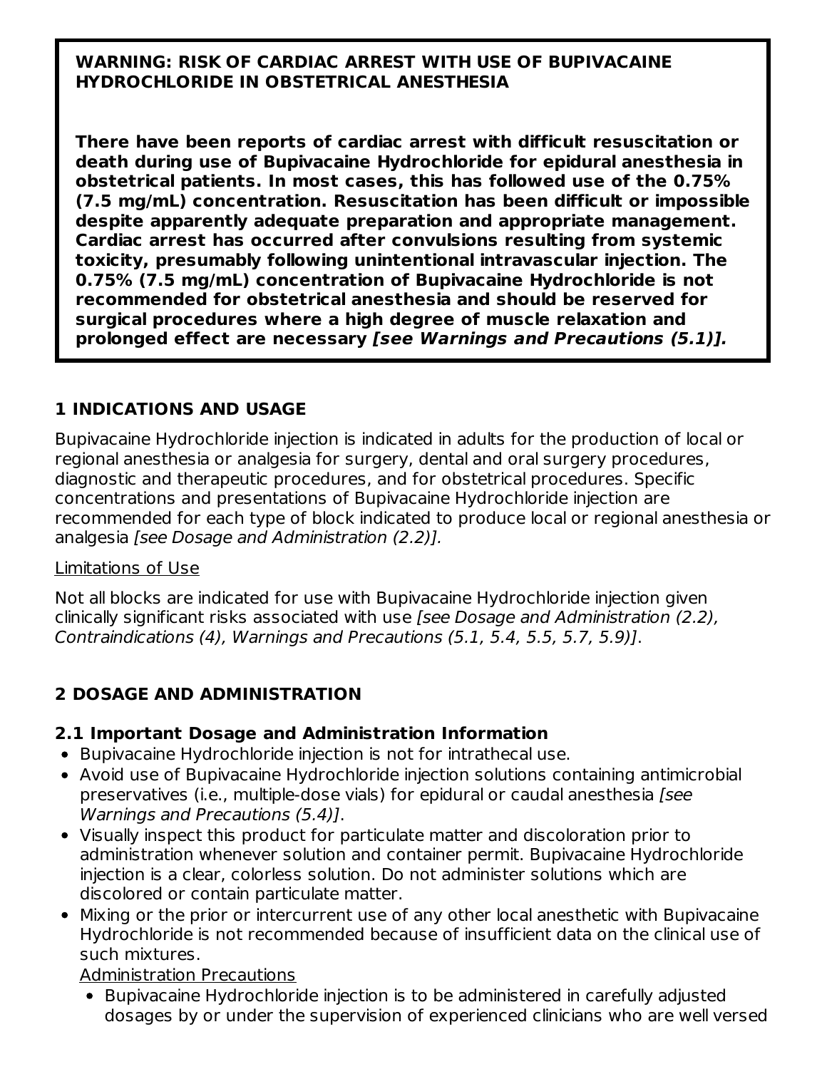**WARNING: RISK OF CARDIAC ARREST WITH USE OF BUPIVACAINE HYDROCHLORIDE IN OBSTETRICAL ANESTHESIA**

**There have been reports of cardiac arrest with difficult resuscitation or death during use of Bupivacaine Hydrochloride for epidural anesthesia in obstetrical patients. In most cases, this has followed use of the 0.75% (7.5 mg/mL) concentration. Resuscitation has been difficult or impossible despite apparently adequate preparation and appropriate management. Cardiac arrest has occurred after convulsions resulting from systemic toxicity, presumably following unintentional intravascular injection. The 0.75% (7.5 mg/mL) concentration of Bupivacaine Hydrochloride is not recommended for obstetrical anesthesia and should be reserved for surgical procedures where a high degree of muscle relaxation and prolonged effect are necessary *[see Warnings and Precautions (5.1)].***

## 1 INDICATIONS AND USAGE

Bupivacaine Hydrochloride injection is indicated in adults for the production of local or regional anesthesia or analgesia for surgery, dental and oral surgery procedures, diagnostic and therapeutic procedures, and for obstetrical procedures. Specific concentrations and presentations of Bupivacaine Hydrochloride injection are recommended for each type of block indicated to produce local or regional anesthesia or analgesia *[see Dosage and Administration (2.2)].*

Limitations of Use

Not all blocks are indicated for use with Bupivacaine Hydrochloride injection given clinically significant risks associated with use *[see Dosage and Administration (2.2), Contraindications (4), Warnings and Precautions (5.1, 5.4, 5.5, 5.7, 5.9)]*.

## 2 DOSAGE AND ADMINISTRATION

### 2.1 Important Dosage and Administration Information

- Bupivacaine Hydrochloride injection is not for intrathecal use.
- Avoid use of Bupivacaine Hydrochloride injection solutions containing antimicrobial preservatives (i.e., multiple-dose vials) for epidural or caudal anesthesia *[see Warnings and Precautions (5.4)]*.
- Visually inspect this product for particulate matter and discoloration prior to administration whenever solution and container permit. Bupivacaine Hydrochloride injection is a clear, colorless solution. Do not administer solutions which are discolored or contain particulate matter.
- Mixing or the prior or intercurrent use of any other local anesthetic with Bupivacaine Hydrochloride is not recommended because of insufficient data on the clinical use of such mixtures.

  Administration Precautions

  - Bupivacaine Hydrochloride injection is to be administered in carefully adjusted dosages by or under the supervision of experienced clinicians who are well versed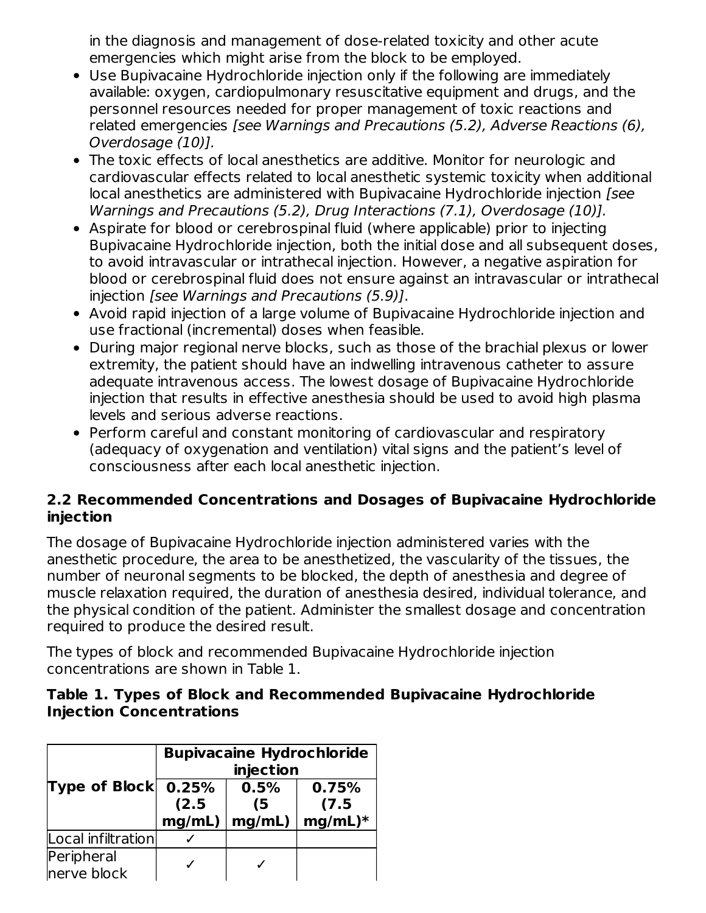in the diagnosis and management of dose-related toxicity and other acute emergencies which might arise from the block to be employed.

- Use Bupivacaine Hydrochloride injection only if the following are immediately available: oxygen, cardiopulmonary resuscitative equipment and drugs, and the personnel resources needed for proper management of toxic reactions and related emergencies *[see Warnings and Precautions (5.2), Adverse Reactions (6), Overdosage (10)].*
- The toxic effects of local anesthetics are additive. Monitor for neurologic and cardiovascular effects related to local anesthetic systemic toxicity when additional local anesthetics are administered with Bupivacaine Hydrochloride injection *[see Warnings and Precautions (5.2), Drug Interactions (7.1), Overdosage (10)].*
- Aspirate for blood or cerebrospinal fluid (where applicable) prior to injecting Bupivacaine Hydrochloride injection, both the initial dose and all subsequent doses, to avoid intravascular or intrathecal injection. However, a negative aspiration for blood or cerebrospinal fluid does not ensure against an intravascular or intrathecal injection *[see Warnings and Precautions (5.9)]*.
- Avoid rapid injection of a large volume of Bupivacaine Hydrochloride injection and use fractional (incremental) doses when feasible.
- During major regional nerve blocks, such as those of the brachial plexus or lower extremity, the patient should have an indwelling intravenous catheter to assure adequate intravenous access. The lowest dosage of Bupivacaine Hydrochloride injection that results in effective anesthesia should be used to avoid high plasma levels and serious adverse reactions.
- Perform careful and constant monitoring of cardiovascular and respiratory (adequacy of oxygenation and ventilation) vital signs and the patient's level of consciousness after each local anesthetic injection.

## 2.2 Recommended Concentrations and Dosages of Bupivacaine Hydrochloride injection

The dosage of Bupivacaine Hydrochloride injection administered varies with the anesthetic procedure, the area to be anesthetized, the vascularity of the tissues, the number of neuronal segments to be blocked, the depth of anesthesia and degree of muscle relaxation required, the duration of anesthesia desired, individual tolerance, and the physical condition of the patient. Administer the smallest dosage and concentration required to produce the desired result.

The types of block and recommended Bupivacaine Hydrochloride injection concentrations are shown in Table 1.

**Table 1. Types of Block and Recommended Bupivacaine Hydrochloride Injection Concentrations**

| Type of Block | Bupivacaine Hydrochloride injection | | |
|---|---|---|---|
| | 0.25% (2.5 mg/mL) | 0.5% (5 mg/mL) | 0.75% (7.5 mg/mL)* |
| Local infiltration | ✓ | | |
| Peripheral nerve block | ✓ | ✓ | |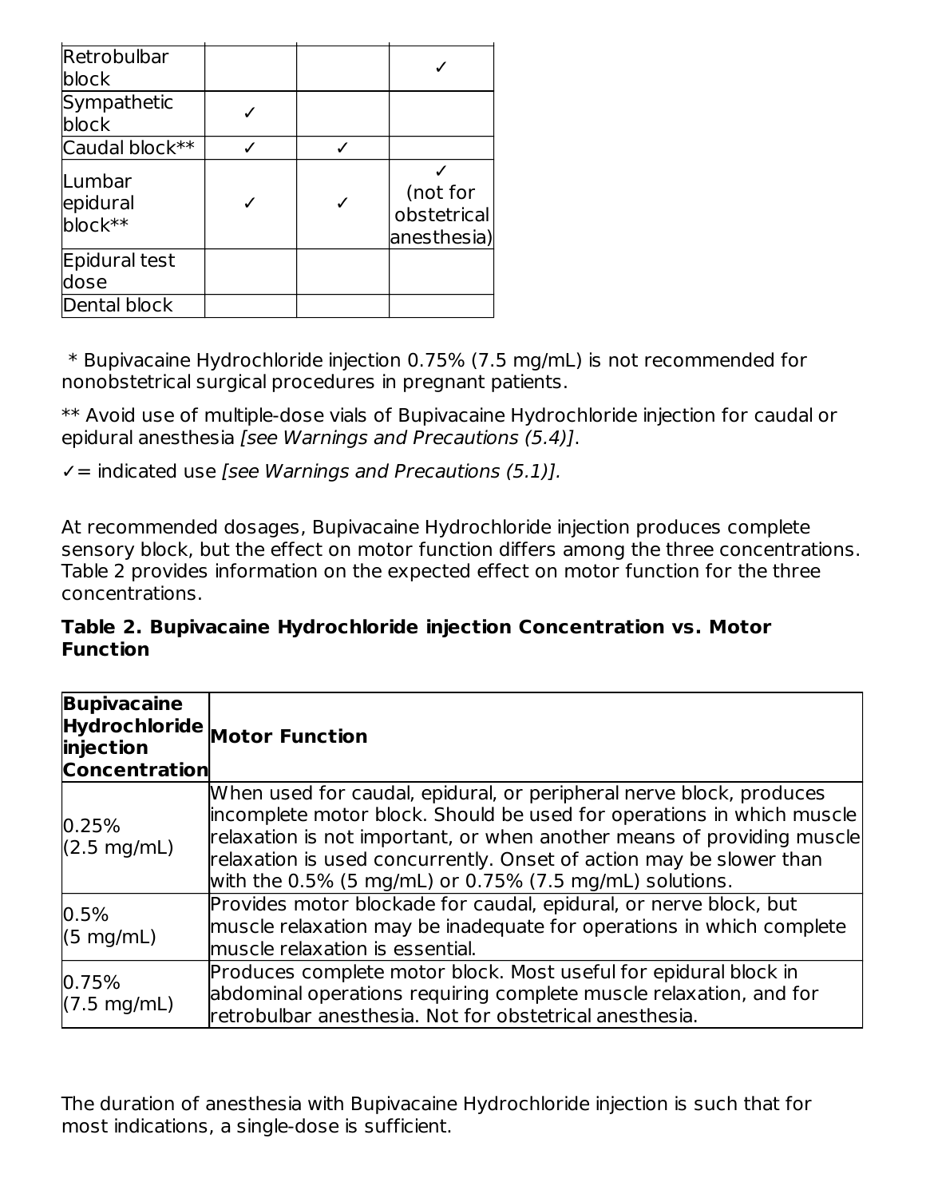| | | | |
|---|---|---|---|
| Retrobulbar block | | | ✓ |
| Sympathetic block | ✓ | | |
| Caudal block** | ✓ | ✓ | |
| Lumbar epidural block** | ✓ | ✓ | ✓ (not for obstetrical anesthesia) |
| Epidural test dose | | | |
| Dental block | | | |

\* Bupivacaine Hydrochloride injection 0.75% (7.5 mg/mL) is not recommended for nonobstetrical surgical procedures in pregnant patients.

** Avoid use of multiple-dose vials of Bupivacaine Hydrochloride injection for caudal or epidural anesthesia *[see Warnings and Precautions (5.4)]*.

✓= indicated use *[see Warnings and Precautions (5.1)].*

At recommended dosages, Bupivacaine Hydrochloride injection produces complete sensory block, but the effect on motor function differs among the three concentrations. Table 2 provides information on the expected effect on motor function for the three concentrations.

**Table 2. Bupivacaine Hydrochloride injection Concentration vs. Motor Function**

| Bupivacaine Hydrochloride injection Concentration | Motor Function |
|---|---|
| 0.25% (2.5 mg/mL) | When used for caudal, epidural, or peripheral nerve block, produces incomplete motor block. Should be used for operations in which muscle relaxation is not important, or when another means of providing muscle relaxation is used concurrently. Onset of action may be slower than with the 0.5% (5 mg/mL) or 0.75% (7.5 mg/mL) solutions. |
| 0.5% (5 mg/mL) | Provides motor blockade for caudal, epidural, or nerve block, but muscle relaxation may be inadequate for operations in which complete muscle relaxation is essential. |
| 0.75% (7.5 mg/mL) | Produces complete motor block. Most useful for epidural block in abdominal operations requiring complete muscle relaxation, and for retrobulbar anesthesia. Not for obstetrical anesthesia. |

The duration of anesthesia with Bupivacaine Hydrochloride injection is such that for most indications, a single-dose is sufficient.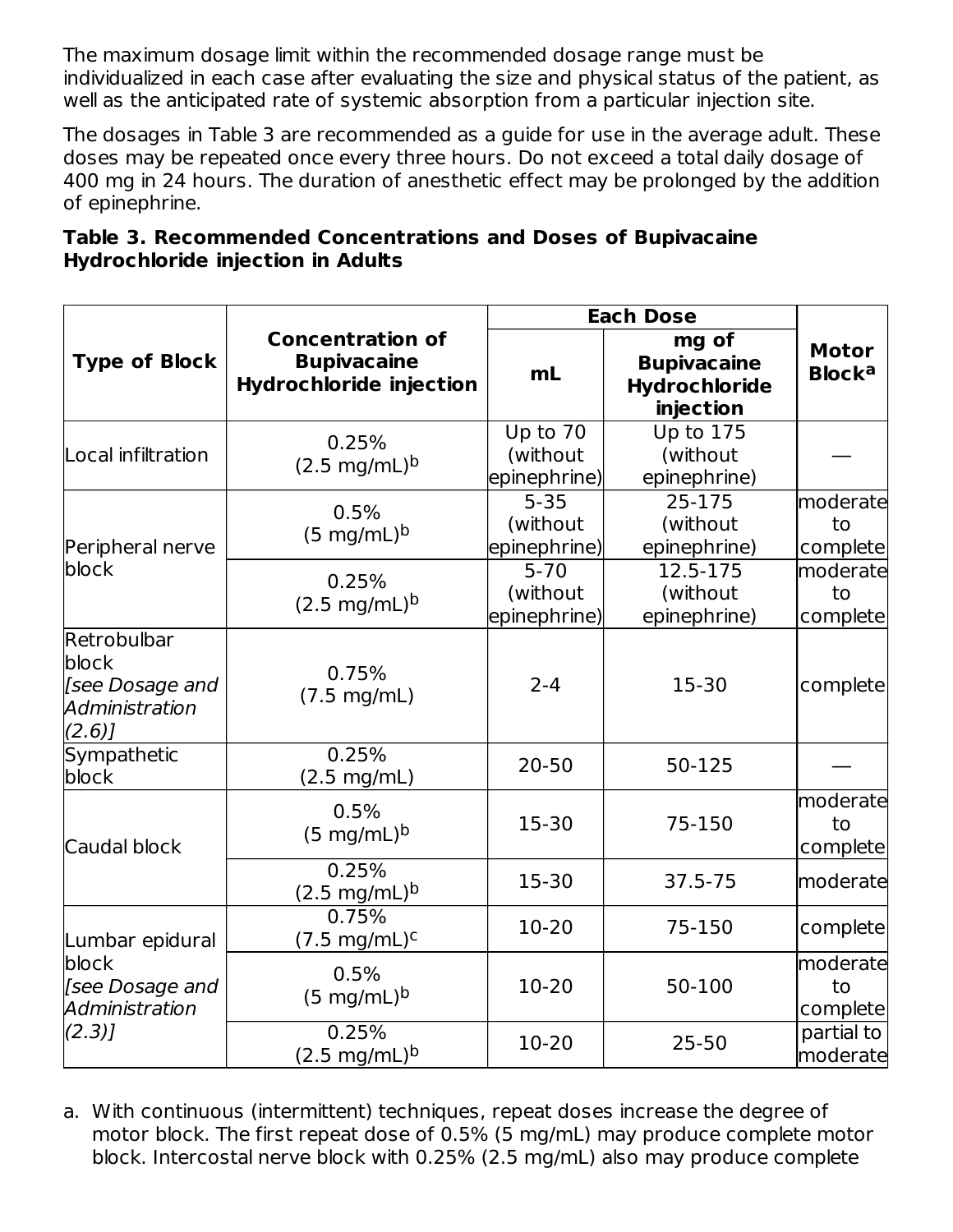The maximum dosage limit within the recommended dosage range must be individualized in each case after evaluating the size and physical status of the patient, as well as the anticipated rate of systemic absorption from a particular injection site.

The dosages in Table 3 are recommended as a guide for use in the average adult. These doses may be repeated once every three hours. Do not exceed a total daily dosage of 400 mg in 24 hours. The duration of anesthetic effect may be prolonged by the addition of epinephrine.

**Table 3. Recommended Concentrations and Doses of Bupivacaine Hydrochloride injection in Adults**

| Type of Block | Concentration of Bupivacaine Hydrochloride injection | Each Dose | | Motor Block[a] |
|---|---|---|---|---|
| | | mL | mg of Bupivacaine Hydrochloride injection | |
| Local infiltration | 0.25% (2.5 mg/mL)[b] | Up to 70 (without epinephrine) | Up to 175 (without epinephrine) | — |
| Peripheral nerve block | 0.5% (5 mg/mL)[b] | 5-35 (without epinephrine) | 25-175 (without epinephrine) | moderate to complete |
| | 0.25% (2.5 mg/mL)[b] | 5-70 (without epinephrine) | 12.5-175 (without epinephrine) | moderate to complete |
| Retrobulbar block *[see Dosage and Administration (2.6)]* | 0.75% (7.5 mg/mL) | 2-4 | 15-30 | complete |
| Sympathetic block | 0.25% (2.5 mg/mL) | 20-50 | 50-125 | — |
| Caudal block | 0.5% (5 mg/mL)[b] | 15-30 | 75-150 | moderate to complete |
| | 0.25% (2.5 mg/mL)[b] | 15-30 | 37.5-75 | moderate |
| Lumbar epidural block *[see Dosage and Administration (2.3)]* | 0.75% (7.5 mg/mL)[c] | 10-20 | 75-150 | complete |
| | 0.5% (5 mg/mL)[b] | 10-20 | 50-100 | moderate to complete |
| | 0.25% (2.5 mg/mL)[b] | 10-20 | 25-50 | partial to moderate |

a. With continuous (intermittent) techniques, repeat doses increase the degree of motor block. The first repeat dose of 0.5% (5 mg/mL) may produce complete motor block. Intercostal nerve block with 0.25% (2.5 mg/mL) also may produce complete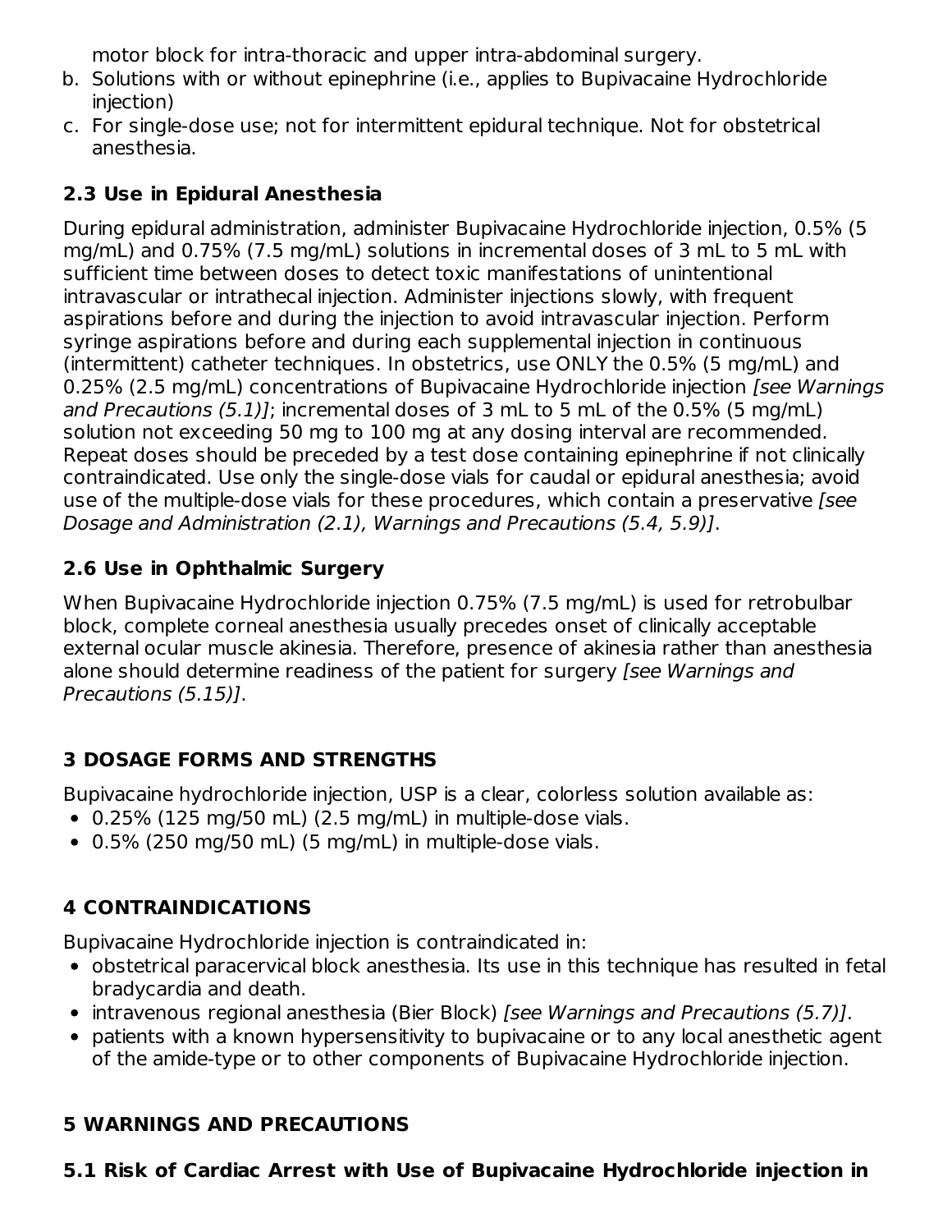motor block for intra-thoracic and upper intra-abdominal surgery.

b. Solutions with or without epinephrine (i.e., applies to Bupivacaine Hydrochloride injection)
c. For single-dose use; not for intermittent epidural technique. Not for obstetrical anesthesia.

### 2.3 Use in Epidural Anesthesia

During epidural administration, administer Bupivacaine Hydrochloride injection, 0.5% (5 mg/mL) and 0.75% (7.5 mg/mL) solutions in incremental doses of 3 mL to 5 mL with sufficient time between doses to detect toxic manifestations of unintentional intravascular or intrathecal injection. Administer injections slowly, with frequent aspirations before and during the injection to avoid intravascular injection. Perform syringe aspirations before and during each supplemental injection in continuous (intermittent) catheter techniques. In obstetrics, use ONLY the 0.5% (5 mg/mL) and 0.25% (2.5 mg/mL) concentrations of Bupivacaine Hydrochloride injection *[see Warnings and Precautions (5.1)]*; incremental doses of 3 mL to 5 mL of the 0.5% (5 mg/mL) solution not exceeding 50 mg to 100 mg at any dosing interval are recommended. Repeat doses should be preceded by a test dose containing epinephrine if not clinically contraindicated. Use only the single-dose vials for caudal or epidural anesthesia; avoid use of the multiple-dose vials for these procedures, which contain a preservative *[see Dosage and Administration (2.1), Warnings and Precautions (5.4, 5.9)]*.

### 2.6 Use in Ophthalmic Surgery

When Bupivacaine Hydrochloride injection 0.75% (7.5 mg/mL) is used for retrobulbar block, complete corneal anesthesia usually precedes onset of clinically acceptable external ocular muscle akinesia. Therefore, presence of akinesia rather than anesthesia alone should determine readiness of the patient for surgery *[see Warnings and Precautions (5.15)]*.

## 3 DOSAGE FORMS AND STRENGTHS

Bupivacaine hydrochloride injection, USP is a clear, colorless solution available as:

- 0.25% (125 mg/50 mL) (2.5 mg/mL) in multiple-dose vials.
- 0.5% (250 mg/50 mL) (5 mg/mL) in multiple-dose vials.

## 4 CONTRAINDICATIONS

Bupivacaine Hydrochloride injection is contraindicated in:

- obstetrical paracervical block anesthesia. Its use in this technique has resulted in fetal bradycardia and death.
- intravenous regional anesthesia (Bier Block) *[see Warnings and Precautions (5.7)]*.
- patients with a known hypersensitivity to bupivacaine or to any local anesthetic agent of the amide-type or to other components of Bupivacaine Hydrochloride injection.

## 5 WARNINGS AND PRECAUTIONS

### 5.1 Risk of Cardiac Arrest with Use of Bupivacaine Hydrochloride injection in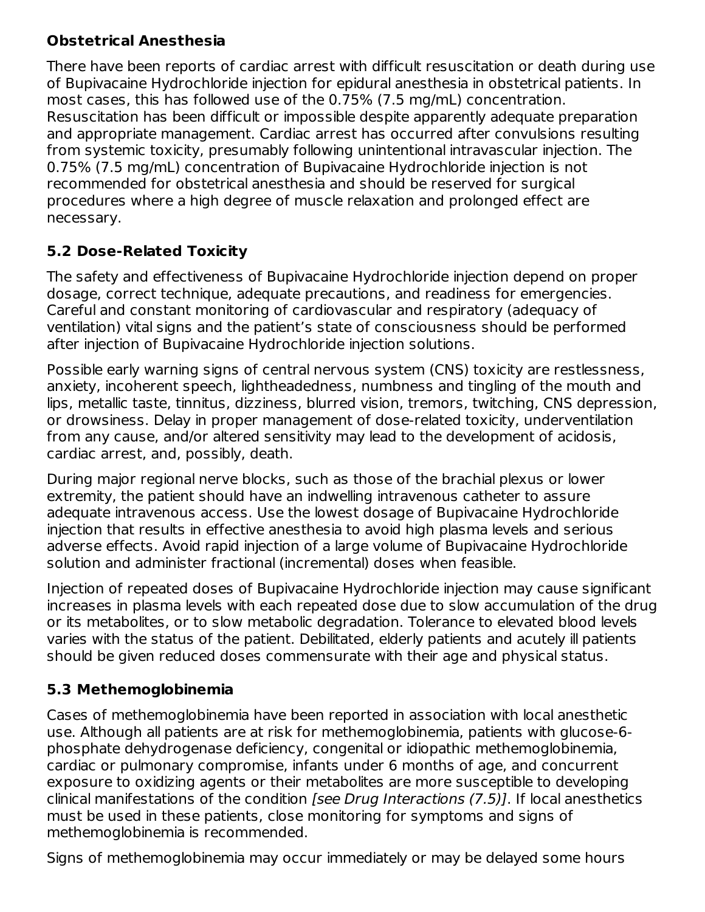**Obstetrical Anesthesia**

There have been reports of cardiac arrest with difficult resuscitation or death during use of Bupivacaine Hydrochloride injection for epidural anesthesia in obstetrical patients. In most cases, this has followed use of the 0.75% (7.5 mg/mL) concentration. Resuscitation has been difficult or impossible despite apparently adequate preparation and appropriate management. Cardiac arrest has occurred after convulsions resulting from systemic toxicity, presumably following unintentional intravascular injection. The 0.75% (7.5 mg/mL) concentration of Bupivacaine Hydrochloride injection is not recommended for obstetrical anesthesia and should be reserved for surgical procedures where a high degree of muscle relaxation and prolonged effect are necessary.

### 5.2 Dose-Related Toxicity

The safety and effectiveness of Bupivacaine Hydrochloride injection depend on proper dosage, correct technique, adequate precautions, and readiness for emergencies. Careful and constant monitoring of cardiovascular and respiratory (adequacy of ventilation) vital signs and the patient's state of consciousness should be performed after injection of Bupivacaine Hydrochloride injection solutions.

Possible early warning signs of central nervous system (CNS) toxicity are restlessness, anxiety, incoherent speech, lightheadedness, numbness and tingling of the mouth and lips, metallic taste, tinnitus, dizziness, blurred vision, tremors, twitching, CNS depression, or drowsiness. Delay in proper management of dose-related toxicity, underventilation from any cause, and/or altered sensitivity may lead to the development of acidosis, cardiac arrest, and, possibly, death.

During major regional nerve blocks, such as those of the brachial plexus or lower extremity, the patient should have an indwelling intravenous catheter to assure adequate intravenous access. Use the lowest dosage of Bupivacaine Hydrochloride injection that results in effective anesthesia to avoid high plasma levels and serious adverse effects. Avoid rapid injection of a large volume of Bupivacaine Hydrochloride solution and administer fractional (incremental) doses when feasible.

Injection of repeated doses of Bupivacaine Hydrochloride injection may cause significant increases in plasma levels with each repeated dose due to slow accumulation of the drug or its metabolites, or to slow metabolic degradation. Tolerance to elevated blood levels varies with the status of the patient. Debilitated, elderly patients and acutely ill patients should be given reduced doses commensurate with their age and physical status.

### 5.3 Methemoglobinemia

Cases of methemoglobinemia have been reported in association with local anesthetic use. Although all patients are at risk for methemoglobinemia, patients with glucose-6-phosphate dehydrogenase deficiency, congenital or idiopathic methemoglobinemia, cardiac or pulmonary compromise, infants under 6 months of age, and concurrent exposure to oxidizing agents or their metabolites are more susceptible to developing clinical manifestations of the condition *[see Drug Interactions (7.5)]*. If local anesthetics must be used in these patients, close monitoring for symptoms and signs of methemoglobinemia is recommended.

Signs of methemoglobinemia may occur immediately or may be delayed some hours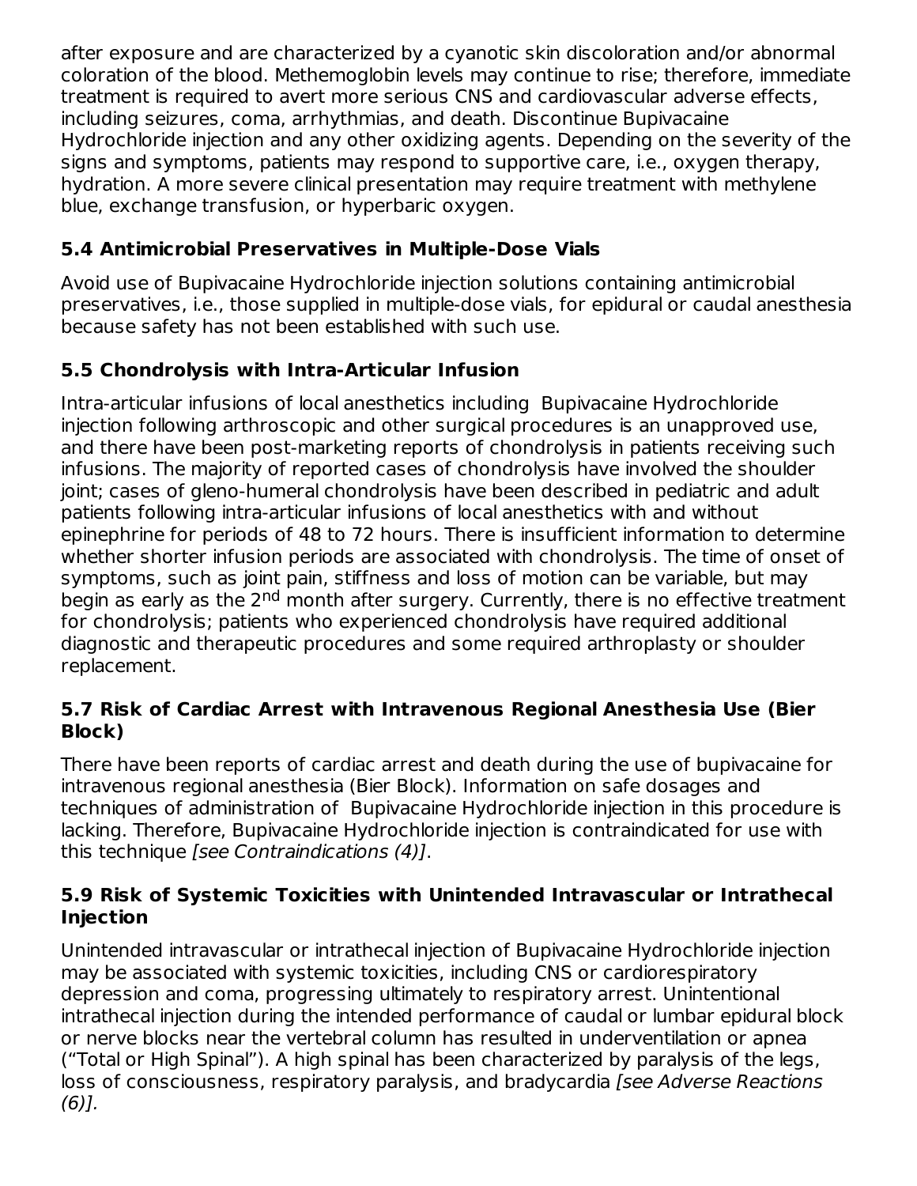after exposure and are characterized by a cyanotic skin discoloration and/or abnormal coloration of the blood. Methemoglobin levels may continue to rise; therefore, immediate treatment is required to avert more serious CNS and cardiovascular adverse effects, including seizures, coma, arrhythmias, and death. Discontinue Bupivacaine Hydrochloride injection and any other oxidizing agents. Depending on the severity of the signs and symptoms, patients may respond to supportive care, i.e., oxygen therapy, hydration. A more severe clinical presentation may require treatment with methylene blue, exchange transfusion, or hyperbaric oxygen.

### 5.4 Antimicrobial Preservatives in Multiple-Dose Vials

Avoid use of Bupivacaine Hydrochloride injection solutions containing antimicrobial preservatives, i.e., those supplied in multiple-dose vials, for epidural or caudal anesthesia because safety has not been established with such use.

### 5.5 Chondrolysis with Intra-Articular Infusion

Intra-articular infusions of local anesthetics including Bupivacaine Hydrochloride injection following arthroscopic and other surgical procedures is an unapproved use, and there have been post-marketing reports of chondrolysis in patients receiving such infusions. The majority of reported cases of chondrolysis have involved the shoulder joint; cases of gleno-humeral chondrolysis have been described in pediatric and adult patients following intra-articular infusions of local anesthetics with and without epinephrine for periods of 48 to 72 hours. There is insufficient information to determine whether shorter infusion periods are associated with chondrolysis. The time of onset of symptoms, such as joint pain, stiffness and loss of motion can be variable, but may begin as early as the 2nd month after surgery. Currently, there is no effective treatment for chondrolysis; patients who experienced chondrolysis have required additional diagnostic and therapeutic procedures and some required arthroplasty or shoulder replacement.

### 5.7 Risk of Cardiac Arrest with Intravenous Regional Anesthesia Use (Bier Block)

There have been reports of cardiac arrest and death during the use of bupivacaine for intravenous regional anesthesia (Bier Block). Information on safe dosages and techniques of administration of Bupivacaine Hydrochloride injection in this procedure is lacking. Therefore, Bupivacaine Hydrochloride injection is contraindicated for use with this technique *[see Contraindications (4)]*.

### 5.9 Risk of Systemic Toxicities with Unintended Intravascular or Intrathecal Injection

Unintended intravascular or intrathecal injection of Bupivacaine Hydrochloride injection may be associated with systemic toxicities, including CNS or cardiorespiratory depression and coma, progressing ultimately to respiratory arrest. Unintentional intrathecal injection during the intended performance of caudal or lumbar epidural block or nerve blocks near the vertebral column has resulted in underventilation or apnea ("Total or High Spinal"). A high spinal has been characterized by paralysis of the legs, loss of consciousness, respiratory paralysis, and bradycardia *[see Adverse Reactions (6)]*.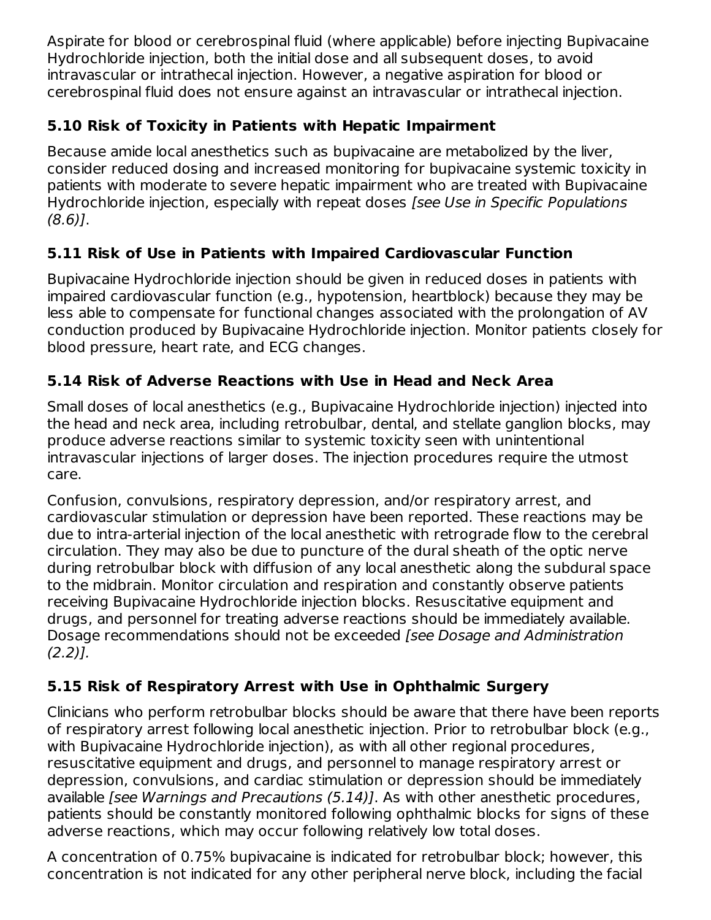Aspirate for blood or cerebrospinal fluid (where applicable) before injecting Bupivacaine Hydrochloride injection, both the initial dose and all subsequent doses, to avoid intravascular or intrathecal injection. However, a negative aspiration for blood or cerebrospinal fluid does not ensure against an intravascular or intrathecal injection.

### 5.10 Risk of Toxicity in Patients with Hepatic Impairment

Because amide local anesthetics such as bupivacaine are metabolized by the liver, consider reduced dosing and increased monitoring for bupivacaine systemic toxicity in patients with moderate to severe hepatic impairment who are treated with Bupivacaine Hydrochloride injection, especially with repeat doses *[see Use in Specific Populations (8.6)]*.

### 5.11 Risk of Use in Patients with Impaired Cardiovascular Function

Bupivacaine Hydrochloride injection should be given in reduced doses in patients with impaired cardiovascular function (e.g., hypotension, heartblock) because they may be less able to compensate for functional changes associated with the prolongation of AV conduction produced by Bupivacaine Hydrochloride injection. Monitor patients closely for blood pressure, heart rate, and ECG changes.

### 5.14 Risk of Adverse Reactions with Use in Head and Neck Area

Small doses of local anesthetics (e.g., Bupivacaine Hydrochloride injection) injected into the head and neck area, including retrobulbar, dental, and stellate ganglion blocks, may produce adverse reactions similar to systemic toxicity seen with unintentional intravascular injections of larger doses. The injection procedures require the utmost care.

Confusion, convulsions, respiratory depression, and/or respiratory arrest, and cardiovascular stimulation or depression have been reported. These reactions may be due to intra-arterial injection of the local anesthetic with retrograde flow to the cerebral circulation. They may also be due to puncture of the dural sheath of the optic nerve during retrobulbar block with diffusion of any local anesthetic along the subdural space to the midbrain. Monitor circulation and respiration and constantly observe patients receiving Bupivacaine Hydrochloride injection blocks. Resuscitative equipment and drugs, and personnel for treating adverse reactions should be immediately available. Dosage recommendations should not be exceeded *[see Dosage and Administration (2.2)].*

### 5.15 Risk of Respiratory Arrest with Use in Ophthalmic Surgery

Clinicians who perform retrobulbar blocks should be aware that there have been reports of respiratory arrest following local anesthetic injection. Prior to retrobulbar block (e.g., with Bupivacaine Hydrochloride injection), as with all other regional procedures, resuscitative equipment and drugs, and personnel to manage respiratory arrest or depression, convulsions, and cardiac stimulation or depression should be immediately available *[see Warnings and Precautions (5.14)]*. As with other anesthetic procedures, patients should be constantly monitored following ophthalmic blocks for signs of these adverse reactions, which may occur following relatively low total doses.

A concentration of 0.75% bupivacaine is indicated for retrobulbar block; however, this concentration is not indicated for any other peripheral nerve block, including the facial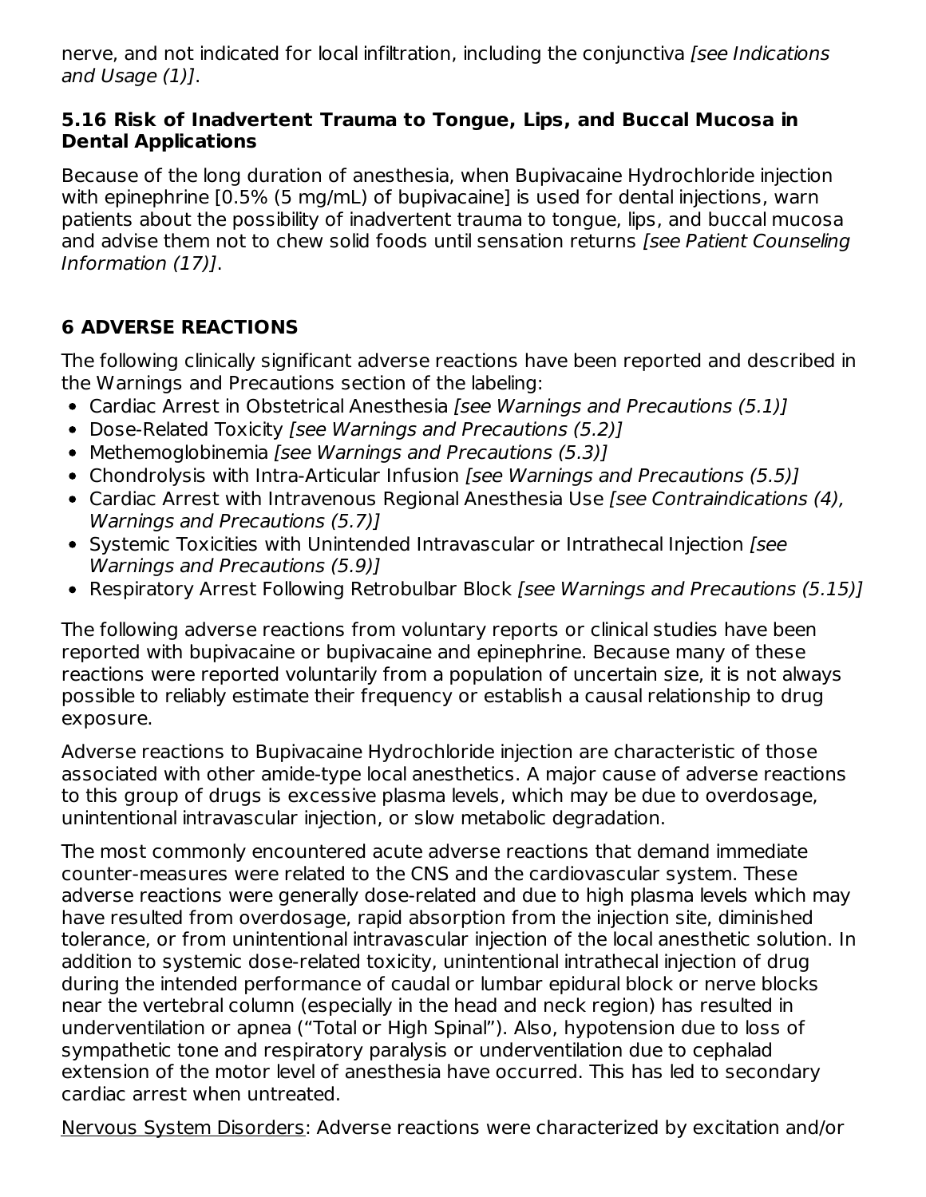nerve, and not indicated for local infiltration, including the conjunctiva *[see Indications and Usage (1)]*.

### 5.16 Risk of Inadvertent Trauma to Tongue, Lips, and Buccal Mucosa in Dental Applications

Because of the long duration of anesthesia, when Bupivacaine Hydrochloride injection with epinephrine [0.5% (5 mg/mL) of bupivacaine] is used for dental injections, warn patients about the possibility of inadvertent trauma to tongue, lips, and buccal mucosa and advise them not to chew solid foods until sensation returns *[see Patient Counseling Information (17)]*.

## 6 ADVERSE REACTIONS

The following clinically significant adverse reactions have been reported and described in the Warnings and Precautions section of the labeling:

- Cardiac Arrest in Obstetrical Anesthesia *[see Warnings and Precautions (5.1)]*
- Dose-Related Toxicity *[see Warnings and Precautions (5.2)]*
- Methemoglobinemia *[see Warnings and Precautions (5.3)]*
- Chondrolysis with Intra-Articular Infusion *[see Warnings and Precautions (5.5)]*
- Cardiac Arrest with Intravenous Regional Anesthesia Use *[see Contraindications (4), Warnings and Precautions (5.7)]*
- Systemic Toxicities with Unintended Intravascular or Intrathecal Injection *[see Warnings and Precautions (5.9)]*
- Respiratory Arrest Following Retrobulbar Block *[see Warnings and Precautions (5.15)]*

The following adverse reactions from voluntary reports or clinical studies have been reported with bupivacaine or bupivacaine and epinephrine. Because many of these reactions were reported voluntarily from a population of uncertain size, it is not always possible to reliably estimate their frequency or establish a causal relationship to drug exposure.

Adverse reactions to Bupivacaine Hydrochloride injection are characteristic of those associated with other amide-type local anesthetics. A major cause of adverse reactions to this group of drugs is excessive plasma levels, which may be due to overdosage, unintentional intravascular injection, or slow metabolic degradation.

The most commonly encountered acute adverse reactions that demand immediate counter-measures were related to the CNS and the cardiovascular system. These adverse reactions were generally dose-related and due to high plasma levels which may have resulted from overdosage, rapid absorption from the injection site, diminished tolerance, or from unintentional intravascular injection of the local anesthetic solution. In addition to systemic dose-related toxicity, unintentional intrathecal injection of drug during the intended performance of caudal or lumbar epidural block or nerve blocks near the vertebral column (especially in the head and neck region) has resulted in underventilation or apnea ("Total or High Spinal"). Also, hypotension due to loss of sympathetic tone and respiratory paralysis or underventilation due to cephalad extension of the motor level of anesthesia have occurred. This has led to secondary cardiac arrest when untreated.

<u>Nervous System Disorders</u>: Adverse reactions were characterized by excitation and/or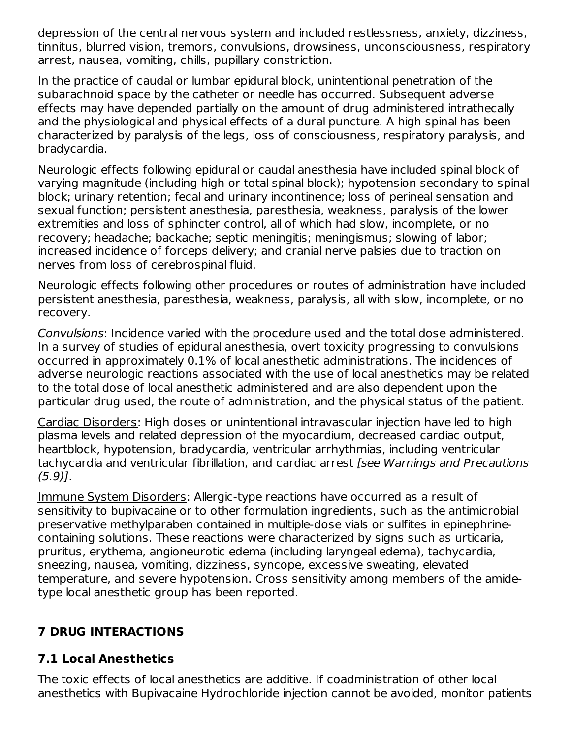depression of the central nervous system and included restlessness, anxiety, dizziness, tinnitus, blurred vision, tremors, convulsions, drowsiness, unconsciousness, respiratory arrest, nausea, vomiting, chills, pupillary constriction.

In the practice of caudal or lumbar epidural block, unintentional penetration of the subarachnoid space by the catheter or needle has occurred. Subsequent adverse effects may have depended partially on the amount of drug administered intrathecally and the physiological and physical effects of a dural puncture. A high spinal has been characterized by paralysis of the legs, loss of consciousness, respiratory paralysis, and bradycardia.

Neurologic effects following epidural or caudal anesthesia have included spinal block of varying magnitude (including high or total spinal block); hypotension secondary to spinal block; urinary retention; fecal and urinary incontinence; loss of perineal sensation and sexual function; persistent anesthesia, paresthesia, weakness, paralysis of the lower extremities and loss of sphincter control, all of which had slow, incomplete, or no recovery; headache; backache; septic meningitis; meningismus; slowing of labor; increased incidence of forceps delivery; and cranial nerve palsies due to traction on nerves from loss of cerebrospinal fluid.

Neurologic effects following other procedures or routes of administration have included persistent anesthesia, paresthesia, weakness, paralysis, all with slow, incomplete, or no recovery.

*Convulsions*: Incidence varied with the procedure used and the total dose administered. In a survey of studies of epidural anesthesia, overt toxicity progressing to convulsions occurred in approximately 0.1% of local anesthetic administrations. The incidences of adverse neurologic reactions associated with the use of local anesthetics may be related to the total dose of local anesthetic administered and are also dependent upon the particular drug used, the route of administration, and the physical status of the patient.

Cardiac Disorders: High doses or unintentional intravascular injection have led to high plasma levels and related depression of the myocardium, decreased cardiac output, heartblock, hypotension, bradycardia, ventricular arrhythmias, including ventricular tachycardia and ventricular fibrillation, and cardiac arrest *[see Warnings and Precautions (5.9)]*.

Immune System Disorders: Allergic-type reactions have occurred as a result of sensitivity to bupivacaine or to other formulation ingredients, such as the antimicrobial preservative methylparaben contained in multiple-dose vials or sulfites in epinephrine-containing solutions. These reactions were characterized by signs such as urticaria, pruritus, erythema, angioneurotic edema (including laryngeal edema), tachycardia, sneezing, nausea, vomiting, dizziness, syncope, excessive sweating, elevated temperature, and severe hypotension. Cross sensitivity among members of the amide-type local anesthetic group has been reported.

## 7 DRUG INTERACTIONS

### 7.1 Local Anesthetics

The toxic effects of local anesthetics are additive. If coadministration of other local anesthetics with Bupivacaine Hydrochloride injection cannot be avoided, monitor patients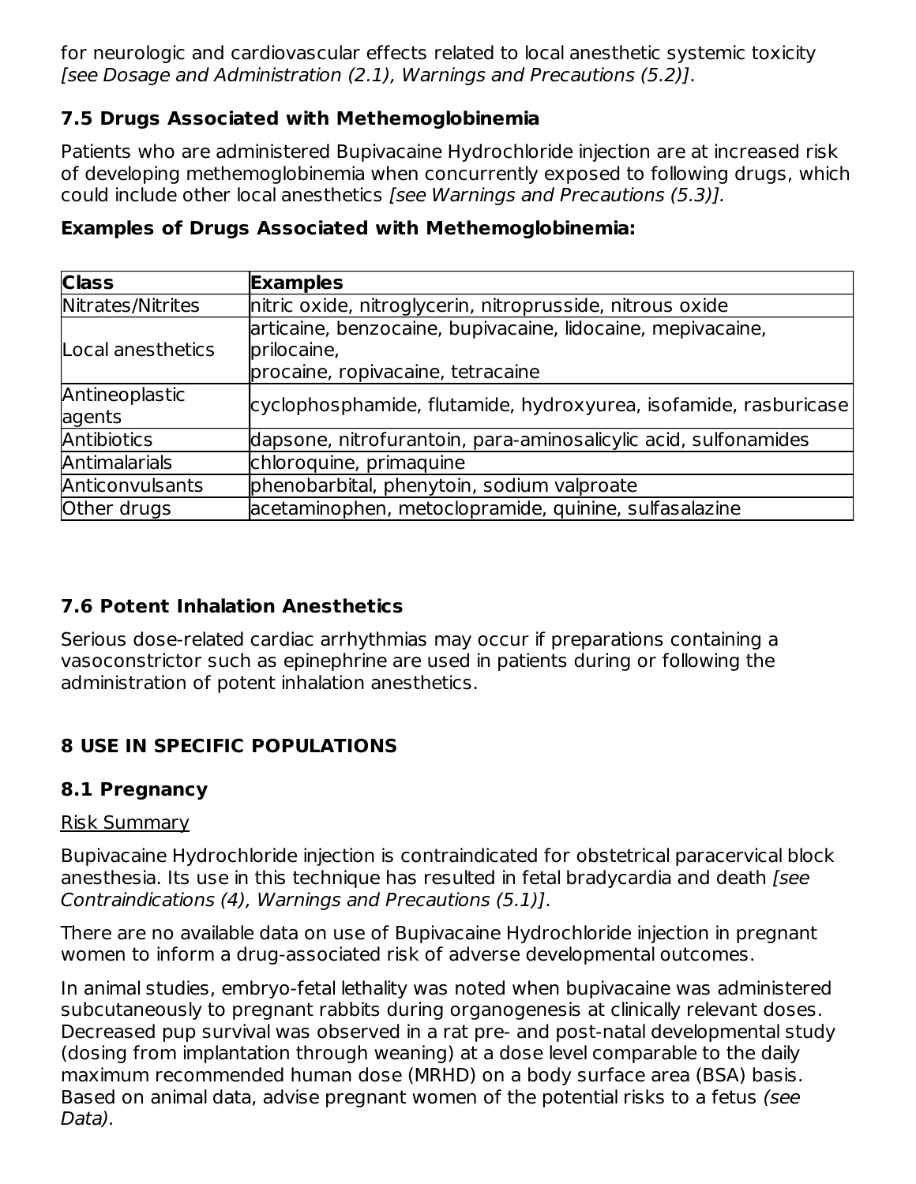for neurologic and cardiovascular effects related to local anesthetic systemic toxicity *[see Dosage and Administration (2.1), Warnings and Precautions (5.2)]*.

### 7.5 Drugs Associated with Methemoglobinemia

Patients who are administered Bupivacaine Hydrochloride injection are at increased risk of developing methemoglobinemia when concurrently exposed to following drugs, which could include other local anesthetics *[see Warnings and Precautions (5.3)].*

**Examples of Drugs Associated with Methemoglobinemia:**

| **Class** | **Examples** |
| --- | --- |
| Nitrates/Nitrites | nitric oxide, nitroglycerin, nitroprusside, nitrous oxide |
| Local anesthetics | articaine, benzocaine, bupivacaine, lidocaine, mepivacaine, prilocaine, procaine, ropivacaine, tetracaine |
| Antineoplastic agents | cyclophosphamide, flutamide, hydroxyurea, isofamide, rasburicase |
| Antibiotics | dapsone, nitrofurantoin, para-aminosalicylic acid, sulfonamides |
| Antimalarials | chloroquine, primaquine |
| Anticonvulsants | phenobarbital, phenytoin, sodium valproate |
| Other drugs | acetaminophen, metoclopramide, quinine, sulfasalazine |

### 7.6 Potent Inhalation Anesthetics

Serious dose-related cardiac arrhythmias may occur if preparations containing a vasoconstrictor such as epinephrine are used in patients during or following the administration of potent inhalation anesthetics.

## 8 USE IN SPECIFIC POPULATIONS

### 8.1 Pregnancy

Risk Summary

Bupivacaine Hydrochloride injection is contraindicated for obstetrical paracervical block anesthesia. Its use in this technique has resulted in fetal bradycardia and death *[see Contraindications (4), Warnings and Precautions (5.1)]*.

There are no available data on use of Bupivacaine Hydrochloride injection in pregnant women to inform a drug-associated risk of adverse developmental outcomes.

In animal studies, embryo-fetal lethality was noted when bupivacaine was administered subcutaneously to pregnant rabbits during organogenesis at clinically relevant doses. Decreased pup survival was observed in a rat pre- and post-natal developmental study (dosing from implantation through weaning) at a dose level comparable to the daily maximum recommended human dose (MRHD) on a body surface area (BSA) basis. Based on animal data, advise pregnant women of the potential risks to a fetus *(see Data).*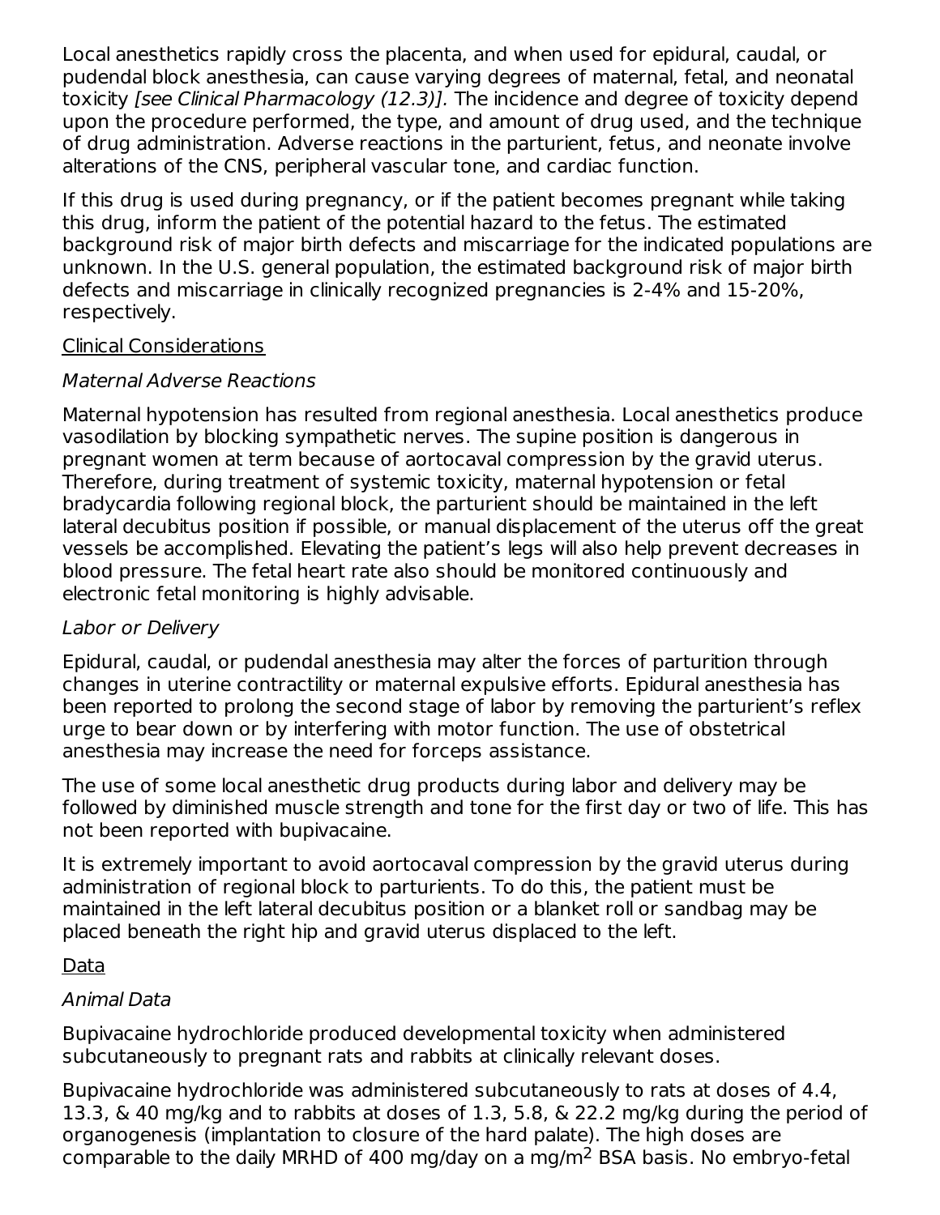Local anesthetics rapidly cross the placenta, and when used for epidural, caudal, or pudendal block anesthesia, can cause varying degrees of maternal, fetal, and neonatal toxicity *[see Clinical Pharmacology (12.3)]*. The incidence and degree of toxicity depend upon the procedure performed, the type, and amount of drug used, and the technique of drug administration. Adverse reactions in the parturient, fetus, and neonate involve alterations of the CNS, peripheral vascular tone, and cardiac function.

If this drug is used during pregnancy, or if the patient becomes pregnant while taking this drug, inform the patient of the potential hazard to the fetus. The estimated background risk of major birth defects and miscarriage for the indicated populations are unknown. In the U.S. general population, the estimated background risk of major birth defects and miscarriage in clinically recognized pregnancies is 2-4% and 15-20%, respectively.

Clinical Considerations

*Maternal Adverse Reactions*

Maternal hypotension has resulted from regional anesthesia. Local anesthetics produce vasodilation by blocking sympathetic nerves. The supine position is dangerous in pregnant women at term because of aortocaval compression by the gravid uterus. Therefore, during treatment of systemic toxicity, maternal hypotension or fetal bradycardia following regional block, the parturient should be maintained in the left lateral decubitus position if possible, or manual displacement of the uterus off the great vessels be accomplished. Elevating the patient's legs will also help prevent decreases in blood pressure. The fetal heart rate also should be monitored continuously and electronic fetal monitoring is highly advisable.

*Labor or Delivery*

Epidural, caudal, or pudendal anesthesia may alter the forces of parturition through changes in uterine contractility or maternal expulsive efforts. Epidural anesthesia has been reported to prolong the second stage of labor by removing the parturient's reflex urge to bear down or by interfering with motor function. The use of obstetrical anesthesia may increase the need for forceps assistance.

The use of some local anesthetic drug products during labor and delivery may be followed by diminished muscle strength and tone for the first day or two of life. This has not been reported with bupivacaine.

It is extremely important to avoid aortocaval compression by the gravid uterus during administration of regional block to parturients. To do this, the patient must be maintained in the left lateral decubitus position or a blanket roll or sandbag may be placed beneath the right hip and gravid uterus displaced to the left.

Data

*Animal Data*

Bupivacaine hydrochloride produced developmental toxicity when administered subcutaneously to pregnant rats and rabbits at clinically relevant doses.

Bupivacaine hydrochloride was administered subcutaneously to rats at doses of 4.4, 13.3, & 40 mg/kg and to rabbits at doses of 1.3, 5.8, & 22.2 mg/kg during the period of organogenesis (implantation to closure of the hard palate). The high doses are comparable to the daily MRHD of 400 mg/day on a mg/m$^2$ BSA basis. No embryo-fetal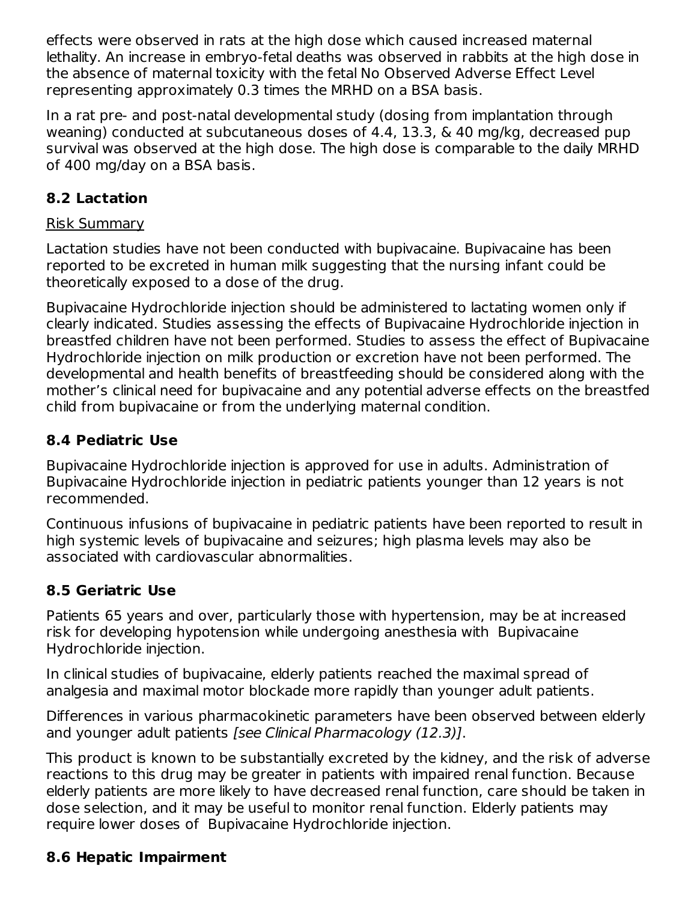effects were observed in rats at the high dose which caused increased maternal lethality. An increase in embryo-fetal deaths was observed in rabbits at the high dose in the absence of maternal toxicity with the fetal No Observed Adverse Effect Level representing approximately 0.3 times the MRHD on a BSA basis.

In a rat pre- and post-natal developmental study (dosing from implantation through weaning) conducted at subcutaneous doses of 4.4, 13.3, & 40 mg/kg, decreased pup survival was observed at the high dose. The high dose is comparable to the daily MRHD of 400 mg/day on a BSA basis.

## 8.2 Lactation

Risk Summary

Lactation studies have not been conducted with bupivacaine. Bupivacaine has been reported to be excreted in human milk suggesting that the nursing infant could be theoretically exposed to a dose of the drug.

Bupivacaine Hydrochloride injection should be administered to lactating women only if clearly indicated. Studies assessing the effects of Bupivacaine Hydrochloride injection in breastfed children have not been performed. Studies to assess the effect of Bupivacaine Hydrochloride injection on milk production or excretion have not been performed. The developmental and health benefits of breastfeeding should be considered along with the mother's clinical need for bupivacaine and any potential adverse effects on the breastfed child from bupivacaine or from the underlying maternal condition.

## 8.4 Pediatric Use

Bupivacaine Hydrochloride injection is approved for use in adults. Administration of Bupivacaine Hydrochloride injection in pediatric patients younger than 12 years is not recommended.

Continuous infusions of bupivacaine in pediatric patients have been reported to result in high systemic levels of bupivacaine and seizures; high plasma levels may also be associated with cardiovascular abnormalities.

## 8.5 Geriatric Use

Patients 65 years and over, particularly those with hypertension, may be at increased risk for developing hypotension while undergoing anesthesia with Bupivacaine Hydrochloride injection.

In clinical studies of bupivacaine, elderly patients reached the maximal spread of analgesia and maximal motor blockade more rapidly than younger adult patients.

Differences in various pharmacokinetic parameters have been observed between elderly and younger adult patients *[see Clinical Pharmacology (12.3)]*.

This product is known to be substantially excreted by the kidney, and the risk of adverse reactions to this drug may be greater in patients with impaired renal function. Because elderly patients are more likely to have decreased renal function, care should be taken in dose selection, and it may be useful to monitor renal function. Elderly patients may require lower doses of Bupivacaine Hydrochloride injection.

## 8.6 Hepatic Impairment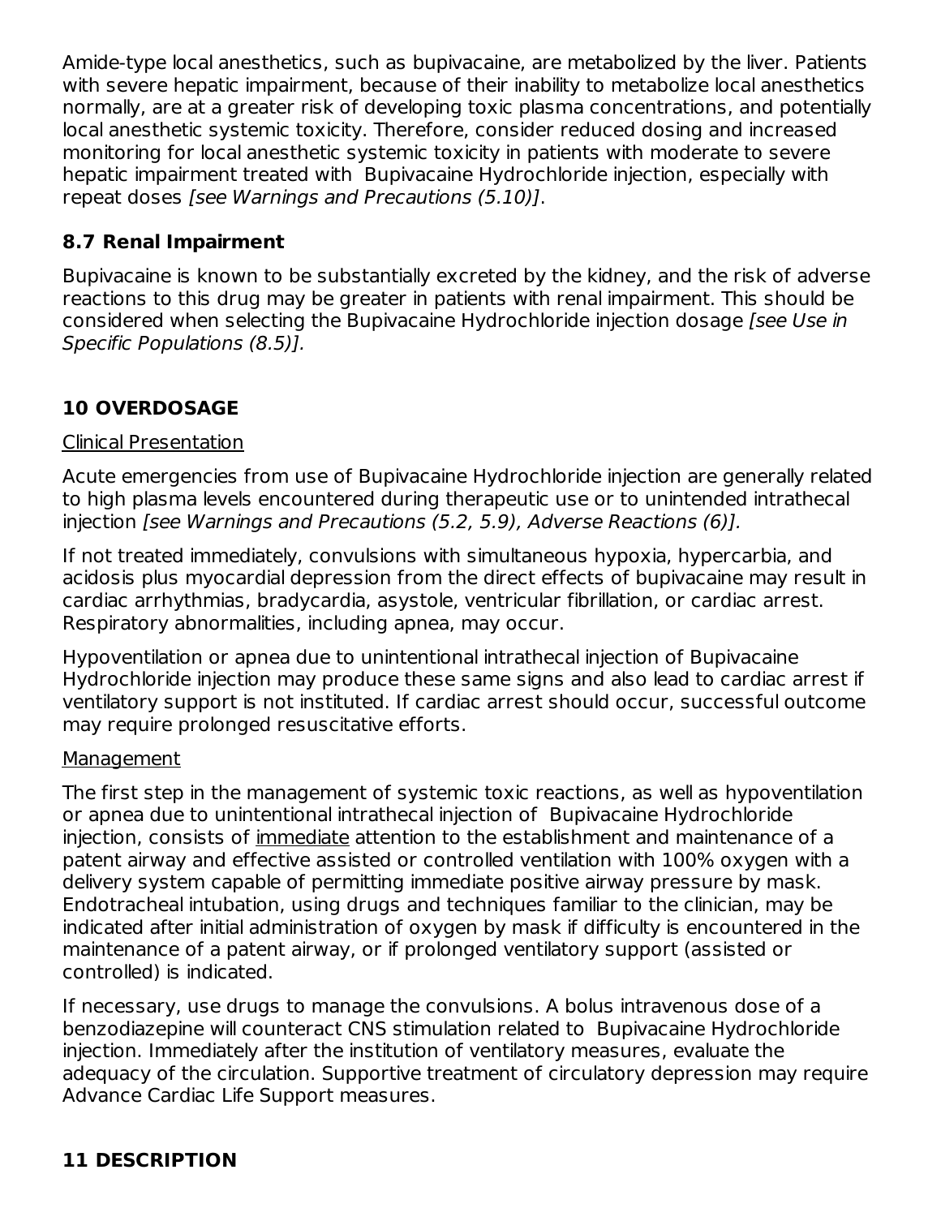Amide-type local anesthetics, such as bupivacaine, are metabolized by the liver. Patients with severe hepatic impairment, because of their inability to metabolize local anesthetics normally, are at a greater risk of developing toxic plasma concentrations, and potentially local anesthetic systemic toxicity. Therefore, consider reduced dosing and increased monitoring for local anesthetic systemic toxicity in patients with moderate to severe hepatic impairment treated with Bupivacaine Hydrochloride injection, especially with repeat doses *[see Warnings and Precautions (5.10)]*.

### 8.7 Renal Impairment

Bupivacaine is known to be substantially excreted by the kidney, and the risk of adverse reactions to this drug may be greater in patients with renal impairment. This should be considered when selecting the Bupivacaine Hydrochloride injection dosage *[see Use in Specific Populations (8.5)]*.

## 10 OVERDOSAGE

Clinical Presentation

Acute emergencies from use of Bupivacaine Hydrochloride injection are generally related to high plasma levels encountered during therapeutic use or to unintended intrathecal injection *[see Warnings and Precautions (5.2, 5.9), Adverse Reactions (6)]*.

If not treated immediately, convulsions with simultaneous hypoxia, hypercarbia, and acidosis plus myocardial depression from the direct effects of bupivacaine may result in cardiac arrhythmias, bradycardia, asystole, ventricular fibrillation, or cardiac arrest. Respiratory abnormalities, including apnea, may occur.

Hypoventilation or apnea due to unintentional intrathecal injection of Bupivacaine Hydrochloride injection may produce these same signs and also lead to cardiac arrest if ventilatory support is not instituted. If cardiac arrest should occur, successful outcome may require prolonged resuscitative efforts.

Management

The first step in the management of systemic toxic reactions, as well as hypoventilation or apnea due to unintentional intrathecal injection of Bupivacaine Hydrochloride injection, consists of immediate attention to the establishment and maintenance of a patent airway and effective assisted or controlled ventilation with 100% oxygen with a delivery system capable of permitting immediate positive airway pressure by mask. Endotracheal intubation, using drugs and techniques familiar to the clinician, may be indicated after initial administration of oxygen by mask if difficulty is encountered in the maintenance of a patent airway, or if prolonged ventilatory support (assisted or controlled) is indicated.

If necessary, use drugs to manage the convulsions. A bolus intravenous dose of a benzodiazepine will counteract CNS stimulation related to Bupivacaine Hydrochloride injection. Immediately after the institution of ventilatory measures, evaluate the adequacy of the circulation. Supportive treatment of circulatory depression may require Advance Cardiac Life Support measures.

## 11 DESCRIPTION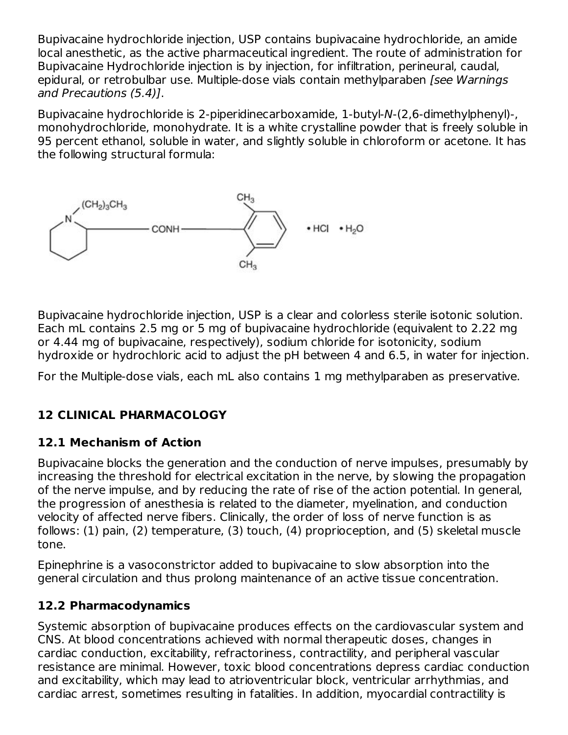Bupivacaine hydrochloride injection, USP contains bupivacaine hydrochloride, an amide local anesthetic, as the active pharmaceutical ingredient. The route of administration for Bupivacaine Hydrochloride injection is by injection, for infiltration, perineural, caudal, epidural, or retrobulbar use. Multiple-dose vials contain methylparaben *[see Warnings and Precautions (5.4)]*.

Bupivacaine hydrochloride is 2-piperidinecarboxamide, 1-butyl-*N*-(2,6-dimethylphenyl)-, monohydrochloride, monohydrate. It is a white crystalline powder that is freely soluble in 95 percent ethanol, soluble in water, and slightly soluble in chloroform or acetone. It has the following structural formula:

Bupivacaine hydrochloride injection, USP is a clear and colorless sterile isotonic solution. Each mL contains 2.5 mg or 5 mg of bupivacaine hydrochloride (equivalent to 2.22 mg or 4.44 mg of bupivacaine, respectively), sodium chloride for isotonicity, sodium hydroxide or hydrochloric acid to adjust the pH between 4 and 6.5, in water for injection.

For the Multiple-dose vials, each mL also contains 1 mg methylparaben as preservative.

## 12 CLINICAL PHARMACOLOGY

### 12.1 Mechanism of Action

Bupivacaine blocks the generation and the conduction of nerve impulses, presumably by increasing the threshold for electrical excitation in the nerve, by slowing the propagation of the nerve impulse, and by reducing the rate of rise of the action potential. In general, the progression of anesthesia is related to the diameter, myelination, and conduction velocity of affected nerve fibers. Clinically, the order of loss of nerve function is as follows: (1) pain, (2) temperature, (3) touch, (4) proprioception, and (5) skeletal muscle tone.

Epinephrine is a vasoconstrictor added to bupivacaine to slow absorption into the general circulation and thus prolong maintenance of an active tissue concentration.

### 12.2 Pharmacodynamics

Systemic absorption of bupivacaine produces effects on the cardiovascular system and CNS. At blood concentrations achieved with normal therapeutic doses, changes in cardiac conduction, excitability, refractoriness, contractility, and peripheral vascular resistance are minimal. However, toxic blood concentrations depress cardiac conduction and excitability, which may lead to atrioventricular block, ventricular arrhythmias, and cardiac arrest, sometimes resulting in fatalities. In addition, myocardial contractility is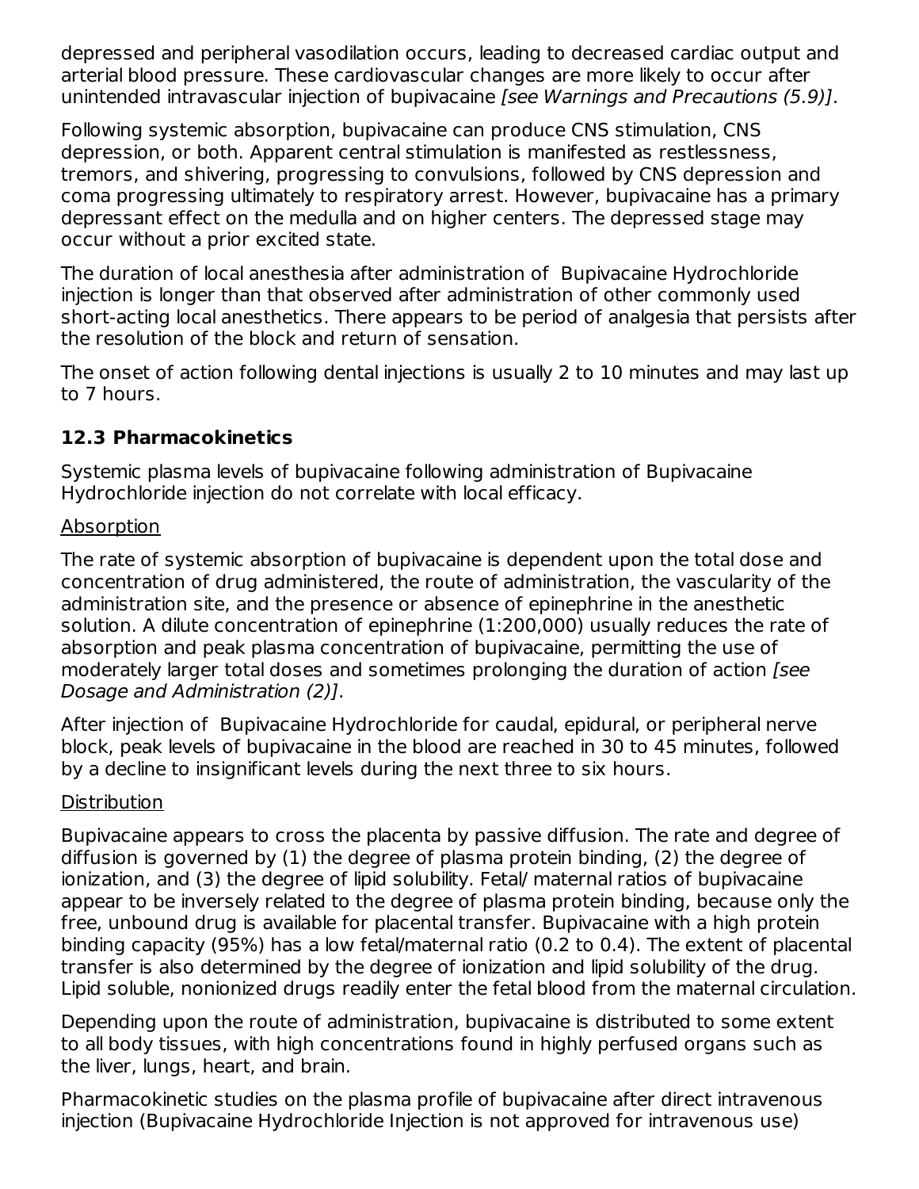depressed and peripheral vasodilation occurs, leading to decreased cardiac output and arterial blood pressure. These cardiovascular changes are more likely to occur after unintended intravascular injection of bupivacaine *[see Warnings and Precautions (5.9)]*.

Following systemic absorption, bupivacaine can produce CNS stimulation, CNS depression, or both. Apparent central stimulation is manifested as restlessness, tremors, and shivering, progressing to convulsions, followed by CNS depression and coma progressing ultimately to respiratory arrest. However, bupivacaine has a primary depressant effect on the medulla and on higher centers. The depressed stage may occur without a prior excited state.

The duration of local anesthesia after administration of Bupivacaine Hydrochloride injection is longer than that observed after administration of other commonly used short-acting local anesthetics. There appears to be period of analgesia that persists after the resolution of the block and return of sensation.

The onset of action following dental injections is usually 2 to 10 minutes and may last up to 7 hours.

### 12.3 Pharmacokinetics

Systemic plasma levels of bupivacaine following administration of Bupivacaine Hydrochloride injection do not correlate with local efficacy.

Absorption

The rate of systemic absorption of bupivacaine is dependent upon the total dose and concentration of drug administered, the route of administration, the vascularity of the administration site, and the presence or absence of epinephrine in the anesthetic solution. A dilute concentration of epinephrine (1:200,000) usually reduces the rate of absorption and peak plasma concentration of bupivacaine, permitting the use of moderately larger total doses and sometimes prolonging the duration of action *[see Dosage and Administration (2)]*.

After injection of Bupivacaine Hydrochloride for caudal, epidural, or peripheral nerve block, peak levels of bupivacaine in the blood are reached in 30 to 45 minutes, followed by a decline to insignificant levels during the next three to six hours.

Distribution

Bupivacaine appears to cross the placenta by passive diffusion. The rate and degree of diffusion is governed by (1) the degree of plasma protein binding, (2) the degree of ionization, and (3) the degree of lipid solubility. Fetal/ maternal ratios of bupivacaine appear to be inversely related to the degree of plasma protein binding, because only the free, unbound drug is available for placental transfer. Bupivacaine with a high protein binding capacity (95%) has a low fetal/maternal ratio (0.2 to 0.4). The extent of placental transfer is also determined by the degree of ionization and lipid solubility of the drug. Lipid soluble, nonionized drugs readily enter the fetal blood from the maternal circulation.

Depending upon the route of administration, bupivacaine is distributed to some extent to all body tissues, with high concentrations found in highly perfused organs such as the liver, lungs, heart, and brain.

Pharmacokinetic studies on the plasma profile of bupivacaine after direct intravenous injection (Bupivacaine Hydrochloride Injection is not approved for intravenous use)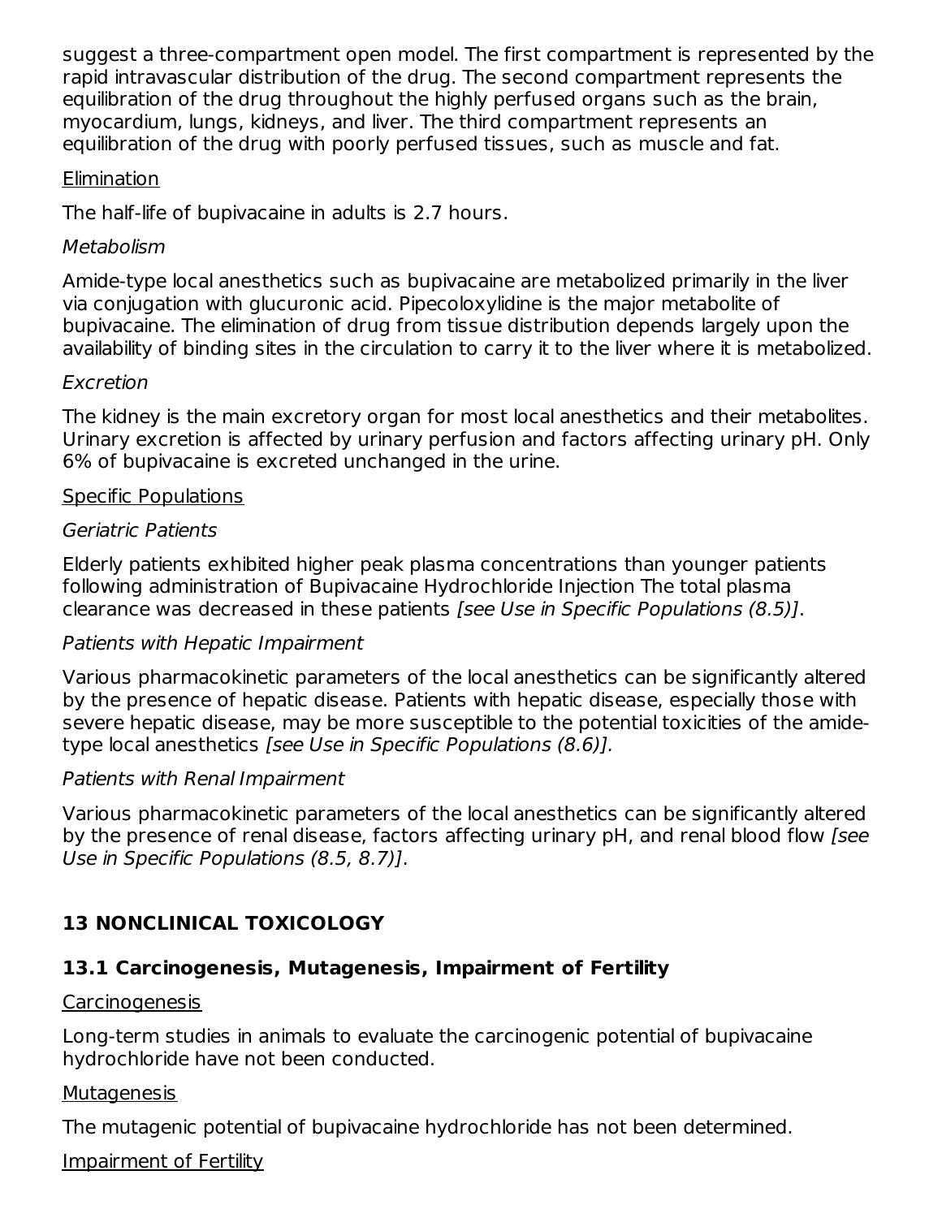suggest a three-compartment open model. The first compartment is represented by the rapid intravascular distribution of the drug. The second compartment represents the equilibration of the drug throughout the highly perfused organs such as the brain, myocardium, lungs, kidneys, and liver. The third compartment represents an equilibration of the drug with poorly perfused tissues, such as muscle and fat.

Elimination

The half-life of bupivacaine in adults is 2.7 hours.

*Metabolism*

Amide-type local anesthetics such as bupivacaine are metabolized primarily in the liver via conjugation with glucuronic acid. Pipecoloxylidine is the major metabolite of bupivacaine. The elimination of drug from tissue distribution depends largely upon the availability of binding sites in the circulation to carry it to the liver where it is metabolized.

*Excretion*

The kidney is the main excretory organ for most local anesthetics and their metabolites. Urinary excretion is affected by urinary perfusion and factors affecting urinary pH. Only 6% of bupivacaine is excreted unchanged in the urine.

Specific Populations

*Geriatric Patients*

Elderly patients exhibited higher peak plasma concentrations than younger patients following administration of Bupivacaine Hydrochloride Injection The total plasma clearance was decreased in these patients *[see Use in Specific Populations (8.5)]*.

*Patients with Hepatic Impairment*

Various pharmacokinetic parameters of the local anesthetics can be significantly altered by the presence of hepatic disease. Patients with hepatic disease, especially those with severe hepatic disease, may be more susceptible to the potential toxicities of the amide-type local anesthetics *[see Use in Specific Populations (8.6)].*

*Patients with Renal Impairment*

Various pharmacokinetic parameters of the local anesthetics can be significantly altered by the presence of renal disease, factors affecting urinary pH, and renal blood flow *[see Use in Specific Populations (8.5, 8.7)]*.

## 13 NONCLINICAL TOXICOLOGY

### 13.1 Carcinogenesis, Mutagenesis, Impairment of Fertility

Carcinogenesis

Long-term studies in animals to evaluate the carcinogenic potential of bupivacaine hydrochloride have not been conducted.

Mutagenesis

The mutagenic potential of bupivacaine hydrochloride has not been determined.

Impairment of Fertility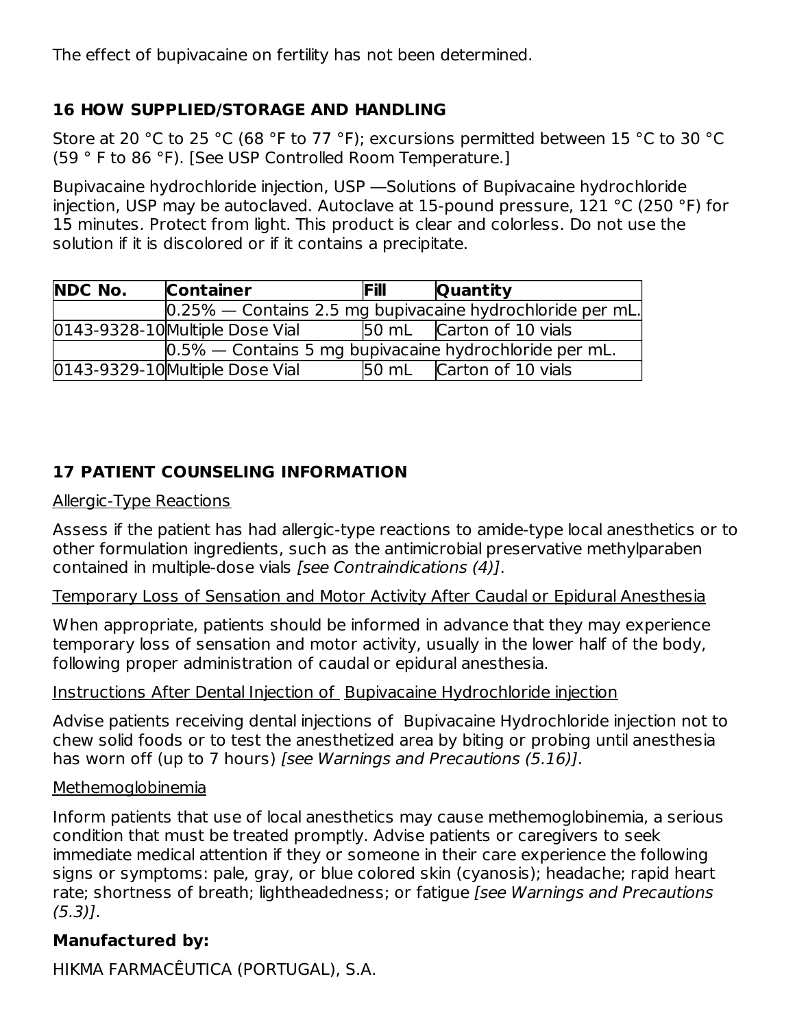The effect of bupivacaine on fertility has not been determined.

## 16 HOW SUPPLIED/STORAGE AND HANDLING

Store at 20 °C to 25 °C (68 °F to 77 °F); excursions permitted between 15 °C to 30 °C (59 ° F to 86 °F). [See USP Controlled Room Temperature.]

Bupivacaine hydrochloride injection, USP —Solutions of Bupivacaine hydrochloride injection, USP may be autoclaved. Autoclave at 15-pound pressure, 121 °C (250 °F) for 15 minutes. Protect from light. This product is clear and colorless. Do not use the solution if it is discolored or if it contains a precipitate.

| NDC No. | Container | Fill | Quantity |
|---|---|---|---|
| | 0.25% — Contains 2.5 mg bupivacaine hydrochloride per mL. | | |
| 0143-9328-10 | Multiple Dose Vial | 50 mL | Carton of 10 vials |
| | 0.5% — Contains 5 mg bupivacaine hydrochloride per mL. | | |
| 0143-9329-10 | Multiple Dose Vial | 50 mL | Carton of 10 vials |

## 17 PATIENT COUNSELING INFORMATION

Allergic-Type Reactions

Assess if the patient has had allergic-type reactions to amide-type local anesthetics or to other formulation ingredients, such as the antimicrobial preservative methylparaben contained in multiple-dose vials *[see Contraindications (4)]*.

Temporary Loss of Sensation and Motor Activity After Caudal or Epidural Anesthesia

When appropriate, patients should be informed in advance that they may experience temporary loss of sensation and motor activity, usually in the lower half of the body, following proper administration of caudal or epidural anesthesia.

Instructions After Dental Injection of Bupivacaine Hydrochloride injection

Advise patients receiving dental injections of Bupivacaine Hydrochloride injection not to chew solid foods or to test the anesthetized area by biting or probing until anesthesia has worn off (up to 7 hours) *[see Warnings and Precautions (5.16)]*.

Methemoglobinemia

Inform patients that use of local anesthetics may cause methemoglobinemia, a serious condition that must be treated promptly. Advise patients or caregivers to seek immediate medical attention if they or someone in their care experience the following signs or symptoms: pale, gray, or blue colored skin (cyanosis); headache; rapid heart rate; shortness of breath; lightheadedness; or fatigue *[see Warnings and Precautions (5.3)]*.

**Manufactured by:**

HIKMA FARMACÊUTICA (PORTUGAL), S.A.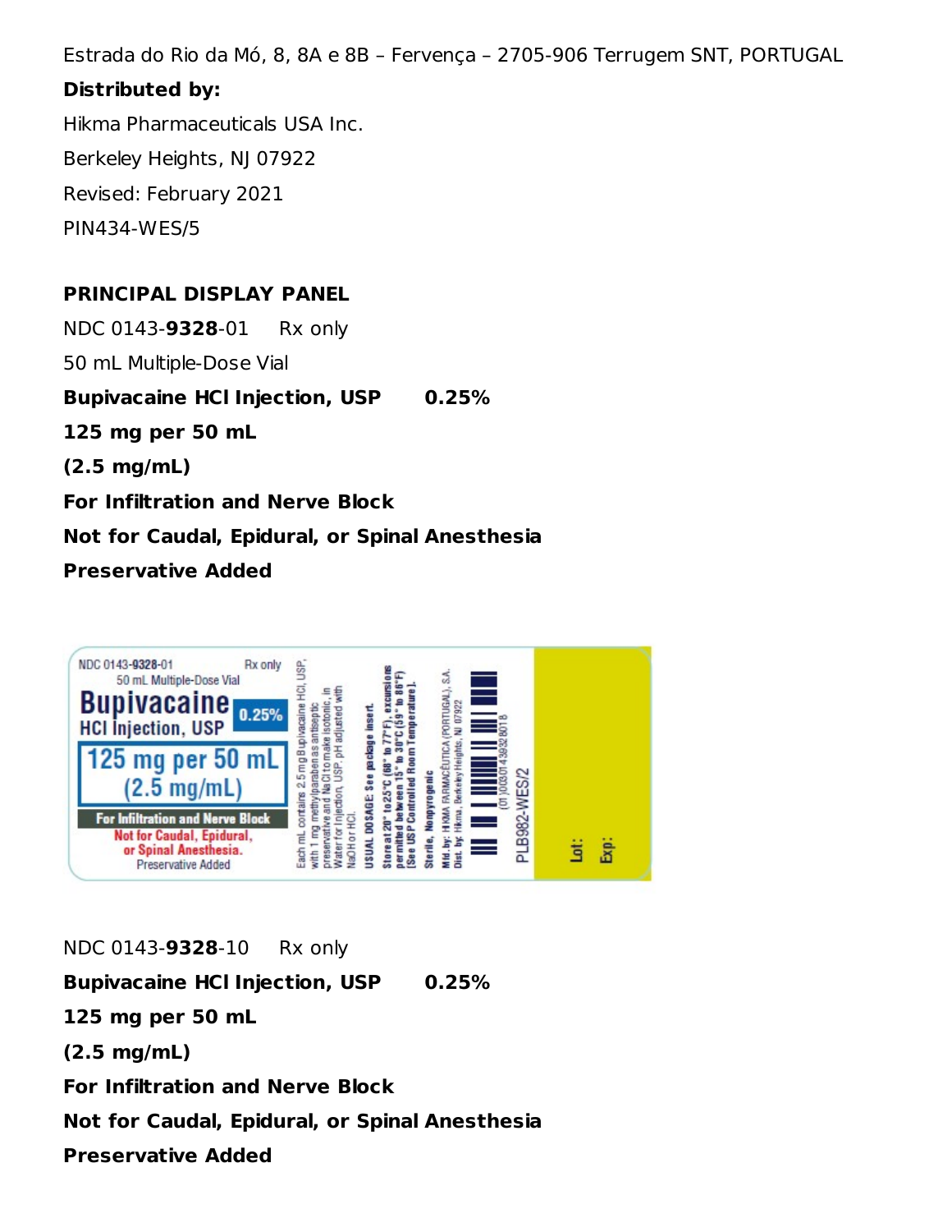Estrada do Rio da Mó, 8, 8A e 8B – Fervença – 2705-906 Terrugem SNT, PORTUGAL

**Distributed by:**

Hikma Pharmaceuticals USA Inc.

Berkeley Heights, NJ 07922

Revised: February 2021

PIN434-WES/5

**PRINCIPAL DISPLAY PANEL**

NDC 0143-**9328**-01 Rx only

50 mL Multiple-Dose Vial

**Bupivacaine HCl Injection, USP 0.25%**

**125 mg per 50 mL**

**(2.5 mg/mL)**

**For Infiltration and Nerve Block**

**Not for Caudal, Epidural, or Spinal Anesthesia**

**Preservative Added**

NDC 0143-**9328**-01 Rx only
50 mL Multiple-Dose Vial
Bupivacaine HCl Injection, USP 0.25%
125 mg per 50 mL
(2.5 mg/mL)
For Infiltration and Nerve Block
Not for Caudal, Epidural, or Spinal Anesthesia.
Preservative Added

Each mL contains 2.5 mg Bupivacaine HCl, USP, with 1 mg methylparaben as antiseptic preservative and NaCl to make isotonic, in Water for Injection, USP. pH adjusted with NaOH or HCl.

USUAL DOSAGE: See package insert.

Store at 20° to 25°C (68° to 77°F), excursions permitted between 15° to 30°C (59° to 86°F) [See USP Controlled Room Temperature].

Sterile, Nonpyrogenic

Mfd. by: HIKMA FARMACÊUTICA (PORTUGAL), S.A.
Dist. by: Hikma, Berkeley Heights, NJ 07922

(01)00301439328018

PLB982-WES/2

Lot:

Exp:

NDC 0143-**9328**-10 Rx only

**Bupivacaine HCl Injection, USP 0.25%**

**125 mg per 50 mL**

**(2.5 mg/mL)**

**For Infiltration and Nerve Block**

**Not for Caudal, Epidural, or Spinal Anesthesia**

**Preservative Added**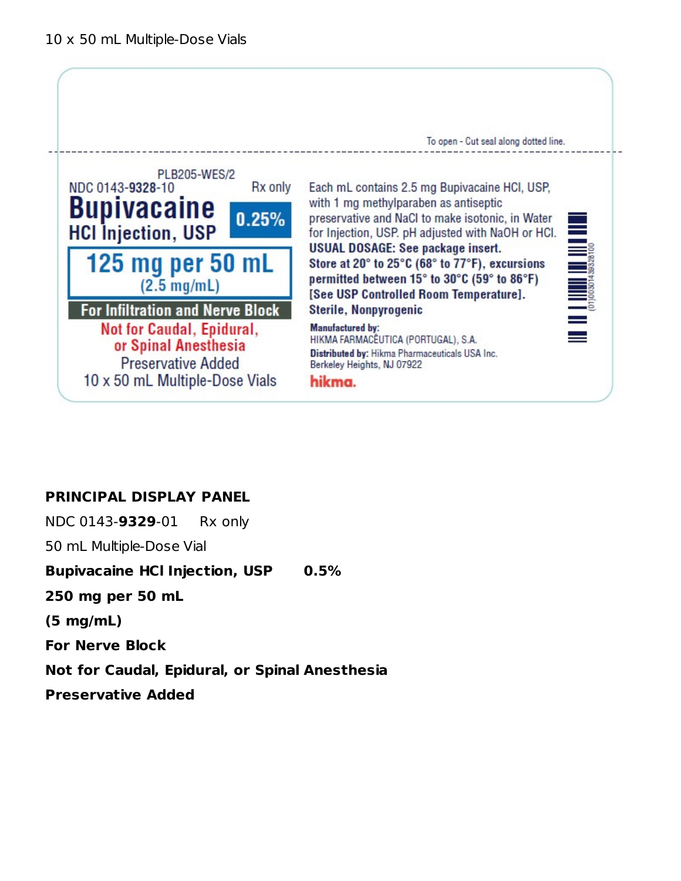10 x 50 mL Multiple-Dose Vials

To open - Cut seal along dotted line.

PLB205-WES/2

NDC 0143-**9328**-10 Rx only

**Bupivacaine HCl Injection, USP** **0.25%**

**125 mg per 50 mL**
(2.5 mg/mL)

**For Infiltration and Nerve Block**

Not for Caudal, Epidural, or Spinal Anesthesia

Preservative Added

10 x 50 mL Multiple-Dose Vials

Each mL contains 2.5 mg Bupivacaine HCl, USP, with 1 mg methylparaben as antiseptic preservative and NaCl to make isotonic, in Water for Injection, USP. pH adjusted with NaOH or HCl.

**USUAL DOSAGE: See package insert.**

**Store at 20° to 25°C (68° to 77°F), excursions permitted between 15° to 30°C (59° to 86°F) [See USP Controlled Room Temperature].**

**Sterile, Nonpyrogenic**

**Manufactured by:**
HIKMA FARMACÊUTICA (PORTUGAL), S.A.

**Distributed by:** Hikma Pharmaceuticals USA Inc.
Berkeley Heights, NJ 07922

hikma.

(01)00301439328100

**PRINCIPAL DISPLAY PANEL**

NDC 0143-**9329**-01 Rx only

50 mL Multiple-Dose Vial

**Bupivacaine HCl Injection, USP 0.5%**

**250 mg per 50 mL**

**(5 mg/mL)**

**For Nerve Block**

**Not for Caudal, Epidural, or Spinal Anesthesia**

**Preservative Added**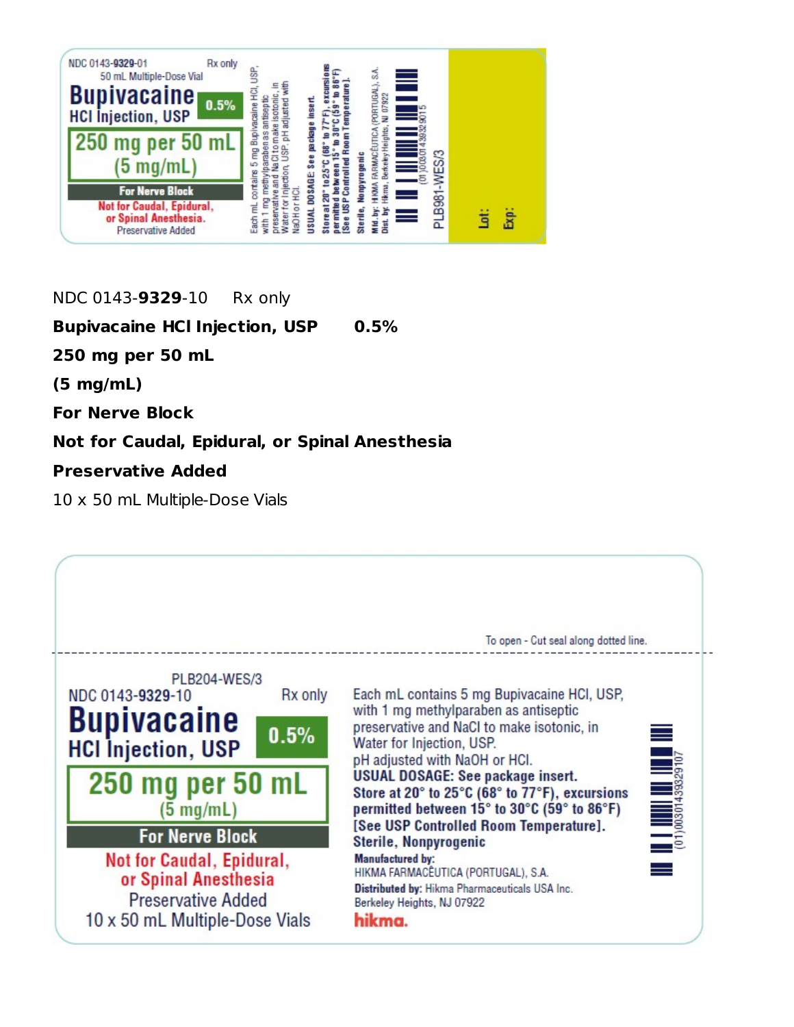NDC 0143-9329-01 Rx only
50 mL Multiple-Dose Vial

**Bupivacaine HCl Injection, USP 0.5%**

**250 mg per 50 mL (5 mg/mL)**

**For Nerve Block**

**Not for Caudal, Epidural, or Spinal Anesthesia.**

Preservative Added

Each mL contains 5 mg Bupivacaine HCl, USP, with 1 mg methylparaben as antiseptic preservative and NaCl to make isotonic, in Water for Injection, USP. pH adjusted with NaOH or HCl.

**USUAL DOSAGE: See package insert.**

**Store at 20° to 25°C (68° to 77°F), excursions permitted between 15° to 30°C (59° to 86°F) [See USP Controlled Room Temperature].**

**Sterile, Nonpyrogenic**

**Mfd. by:** HIKMA FARMACÊUTICA (PORTUGAL), S.A.
**Dist. by:** Hikma, Berkeley Heights, NJ 07922

(01)00301439329015

PLB981-WES/3

Lot:
Exp:

NDC 0143-**9329**-10 Rx only

**Bupivacaine HCl Injection, USP 0.5%**

**250 mg per 50 mL**

**(5 mg/mL)**

**For Nerve Block**

**Not for Caudal, Epidural, or Spinal Anesthesia**

**Preservative Added**

10 x 50 mL Multiple-Dose Vials

To open - Cut seal along dotted line.

PLB204-WES/3

NDC 0143-9329-10 Rx only

**Bupivacaine HCl Injection, USP 0.5%**

**250 mg per 50 mL (5 mg/mL)**

**For Nerve Block**

**Not for Caudal, Epidural, or Spinal Anesthesia**

Preservative Added

10 x 50 mL Multiple-Dose Vials

Each mL contains 5 mg Bupivacaine HCl, USP, with 1 mg methylparaben as antiseptic preservative and NaCl to make isotonic, in Water for Injection, USP. pH adjusted with NaOH or HCl.

**USUAL DOSAGE: See package insert.**

**Store at 20° to 25°C (68° to 77°F), excursions permitted between 15° to 30°C (59° to 86°F) [See USP Controlled Room Temperature].**

**Sterile, Nonpyrogenic**

**Manufactured by:**
HIKMA FARMACÊUTICA (PORTUGAL), S.A.

**Distributed by:** Hikma Pharmaceuticals USA Inc.
Berkeley Heights, NJ 07922

hikma.

(01)00301439329107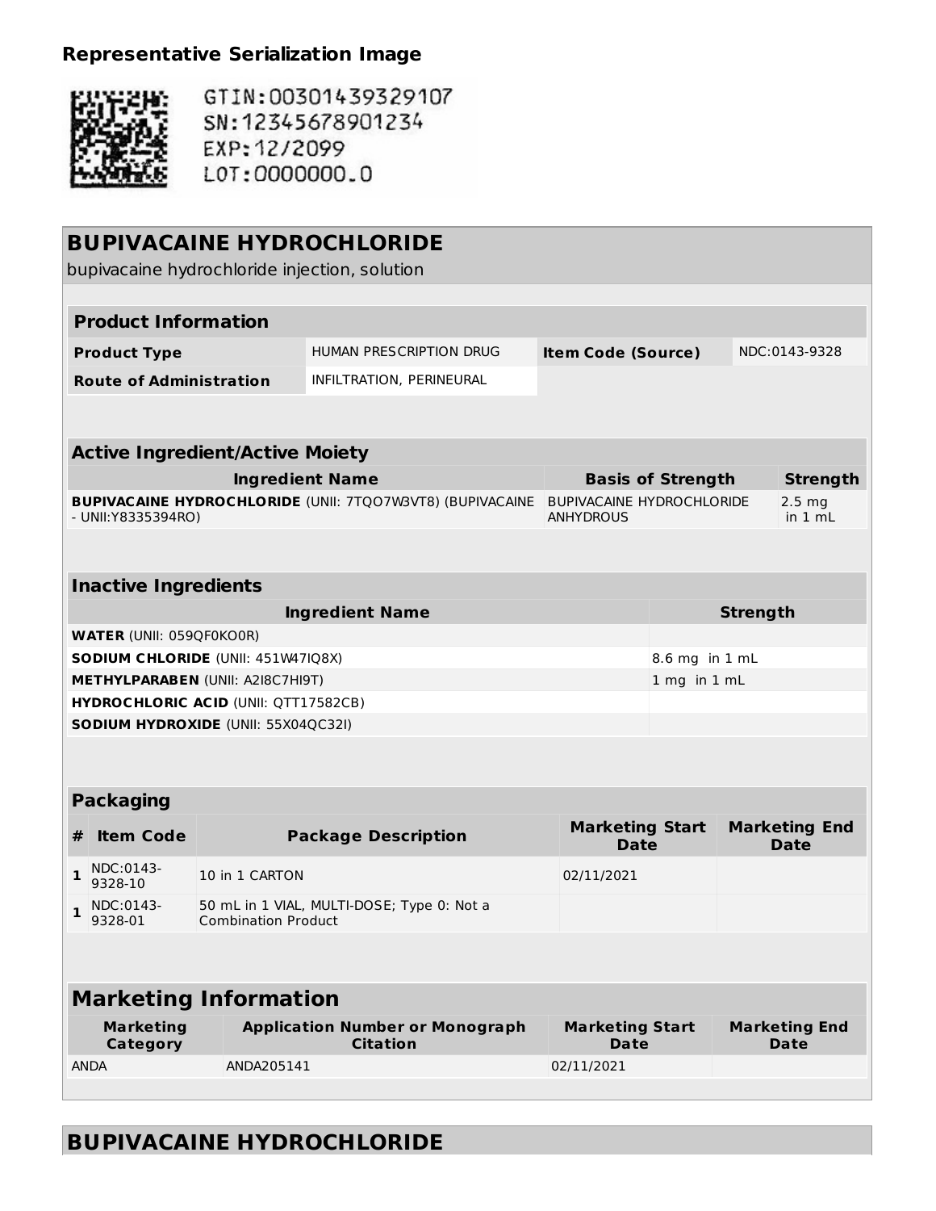## Representative Serialization Image

GTIN:00301439329107
SN:12345678901234
EXP:12/2099
LOT:0000000.0

# BUPIVACAINE HYDROCHLORIDE

bupivacaine hydrochloride injection, solution

| Product Information | | | |
|---|---|---|---|
| **Product Type** | HUMAN PRESCRIPTION DRUG | **Item Code (Source)** | NDC:0143-9328 |
| **Route of Administration** | INFILTRATION, PERINEURAL | | |

| Active Ingredient/Active Moiety | | |
|---|---|---|
| **Ingredient Name** | **Basis of Strength** | **Strength** |
| **BUPIVACAINE HYDROCHLORIDE** (UNII: 7TQO7W3VT8) (BUPIVACAINE - UNII:Y8335394RO) | BUPIVACAINE HYDROCHLORIDE ANHYDROUS | 2.5 mg in 1 mL |

| Inactive Ingredients | |
|---|---|
| **Ingredient Name** | **Strength** |
| **WATER** (UNII: 059QF0KO0R) | |
| **SODIUM CHLORIDE** (UNII: 451W47IQ8X) | 8.6 mg in 1 mL |
| **METHYLPARABEN** (UNII: A2I8C7HI9T) | 1 mg in 1 mL |
| **HYDROCHLORIC ACID** (UNII: QTT17582CB) | |
| **SODIUM HYDROXIDE** (UNII: 55X04QC32I) | |

| Packaging | | | | |
|---|---|---|---|---|
| **#** | **Item Code** | **Package Description** | **Marketing Start Date** | **Marketing End Date** |
| 1 | NDC:0143-9328-10 | 10 in 1 CARTON | 02/11/2021 | |
| 1 | NDC:0143-9328-01 | 50 mL in 1 VIAL, MULTI-DOSE; Type 0: Not a Combination Product | | |

| Marketing Information | | | |
|---|---|---|---|
| **Marketing Category** | **Application Number or Monograph Citation** | **Marketing Start Date** | **Marketing End Date** |
| ANDA | ANDA205141 | 02/11/2021 | |

# BUPIVACAINE HYDROCHLORIDE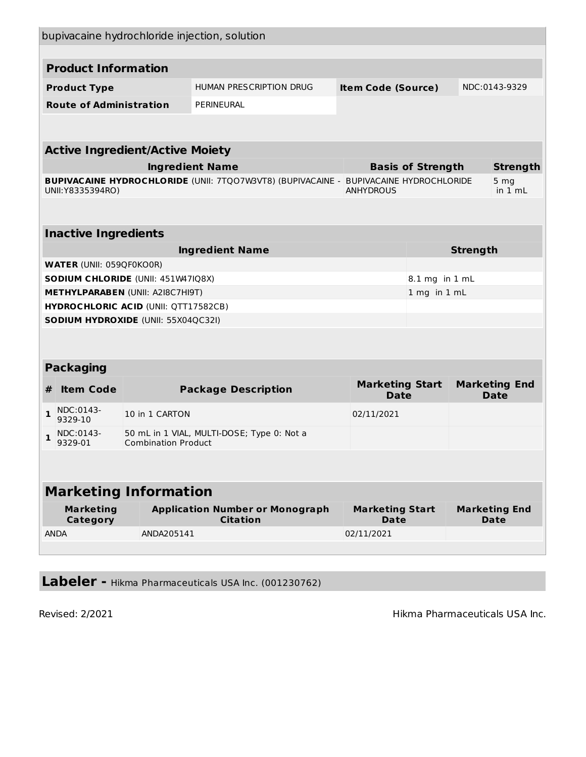bupivacaine hydrochloride injection, solution

| **Product Information** | | | |
|---|---|---|---|
| **Product Type** | HUMAN PRESCRIPTION DRUG | **Item Code (Source)** | NDC:0143-9329 |
| **Route of Administration** | PERINEURAL | | |

**Active Ingredient/Active Moiety**

| Ingredient Name | Basis of Strength | Strength |
|---|---|---|
| **BUPIVACAINE HYDROCHLORIDE** (UNII: 7TQO7W3VT8) (BUPIVACAINE - UNII:Y8335394RO) | BUPIVACAINE HYDROCHLORIDE ANHYDROUS | 5 mg in 1 mL |

**Inactive Ingredients**

| Ingredient Name | Strength |
|---|---|
| **WATER** (UNII: 059QF0KO0R) | |
| **SODIUM CHLORIDE** (UNII: 451W47IQ8X) | 8.1 mg in 1 mL |
| **METHYLPARABEN** (UNII: A2I8C7HI9T) | 1 mg in 1 mL |
| **HYDROCHLORIC ACID** (UNII: QTT17582CB) | |
| **SODIUM HYDROXIDE** (UNII: 55X04QC32I) | |

**Packaging**

| # | Item Code | Package Description | Marketing Start Date | Marketing End Date |
|---|---|---|---|---|
| 1 | NDC:0143-9329-10 | 10 in 1 CARTON | 02/11/2021 | |
| 1 | NDC:0143-9329-01 | 50 mL in 1 VIAL, MULTI-DOSE; Type 0: Not a Combination Product | | |

**Marketing Information**

| Marketing Category | Application Number or Monograph Citation | Marketing Start Date | Marketing End Date |
|---|---|---|---|
| ANDA | ANDA205141 | 02/11/2021 | |

**Labeler -** Hikma Pharmaceuticals USA Inc. (001230762)

Revised: 2/2021

Hikma Pharmaceuticals USA Inc.